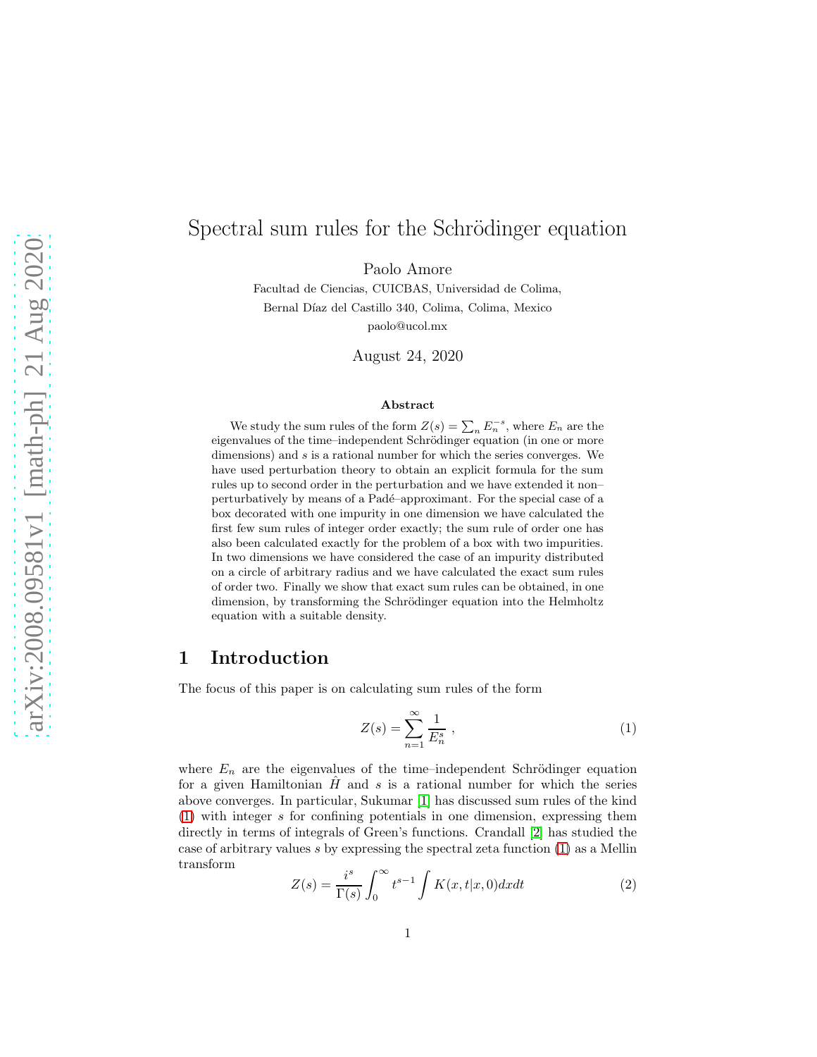# Spectral sum rules for the Schrödinger equation

Paolo Amore

Facultad de Ciencias, CUICBAS, Universidad de Colima,
Bernal Díaz del Castillo 340, Colima, Colima, Mexico
paolo@ucol.mx

August 24, 2020

### Abstract

We study the sum rules of the form $Z(s) = \sum_n E_n^{-s}$, where $E_n$ are the eigenvalues of the time–independent Schrödinger equation (in one or more dimensions) and $s$ is a rational number for which the series converges. We have used perturbation theory to obtain an explicit formula for the sum rules up to second order in the perturbation and we have extended it non–perturbatively by means of a Padé–approximant. For the special case of a box decorated with one impurity in one dimension we have calculated the first few sum rules of integer order exactly; the sum rule of order one has also been calculated exactly for the problem of a box with two impurities. In two dimensions we have considered the case of an impurity distributed on a circle of arbitrary radius and we have calculated the exact sum rules of order two. Finally we show that exact sum rules can be obtained, in one dimension, by transforming the Schrödinger equation into the Helmholtz equation with a suitable density.

## 1 Introduction

The focus of this paper is on calculating sum rules of the form

$$Z(s) = \sum_{n=1}^{\infty} \frac{1}{E_n^s} \ , \tag{1}$$

where $E_n$ are the eigenvalues of the time–independent Schrödinger equation for a given Hamiltonian $\hat{H}$ and $s$ is a rational number for which the series above converges. In particular, Sukumar [1] has discussed sum rules of the kind (1) with integer $s$ for confining potentials in one dimension, expressing them directly in terms of integrals of Green's functions. Crandall [2] has studied the case of arbitrary values $s$ by expressing the spectral zeta function (1) as a Mellin transform

$$Z(s) = \frac{i^s}{\Gamma(s)} \int_0^\infty t^{s-1} \int K(x,t|x,0) dx dt \tag{2}$$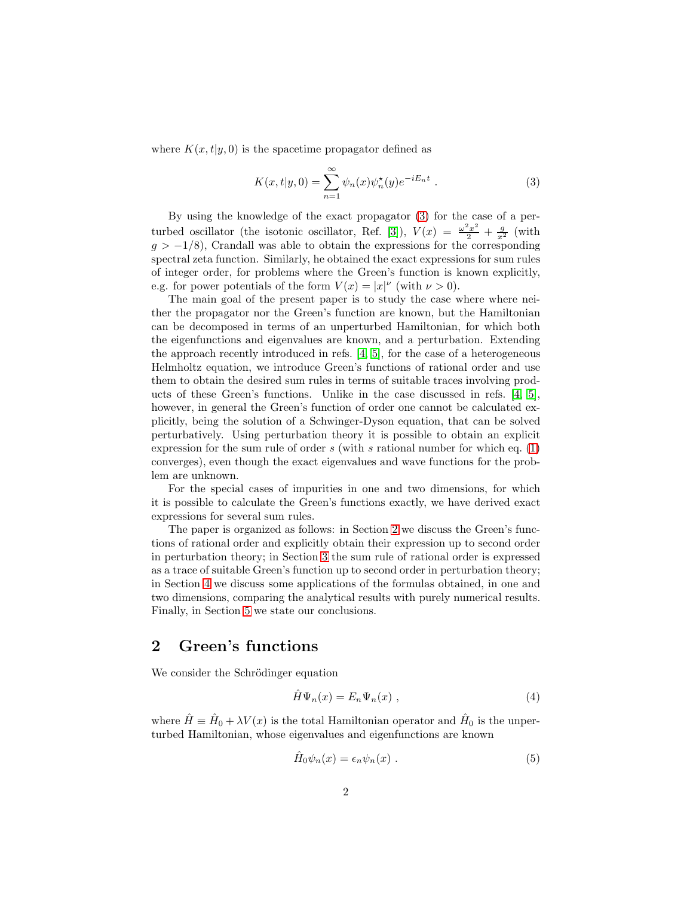where $K(x,t|y,0)$ is the spacetime propagator defined as

$$K(x,t|y,0) = \sum_{n=1}^{\infty} \psi_n(x)\psi_n^\star(y) e^{-iE_n t} \ . \tag{3}$$

By using the knowledge of the exact propagator (3) for the case of a perturbed oscillator (the isotonic oscillator, Ref. [3]), $V(x) = \frac{\omega^2 x^2}{2} + \frac{g}{x^2}$ (with $g > -1/8$), Crandall was able to obtain the expressions for the corresponding spectral zeta function. Similarly, he obtained the exact expressions for sum rules of integer order, for problems where the Green's function is known explicitly, e.g. for power potentials of the form $V(x) = |x|^\nu$ (with $\nu > 0$).

The main goal of the present paper is to study the case where where neither the propagator nor the Green's function are known, but the Hamiltonian can be decomposed in terms of an unperturbed Hamiltonian, for which both the eigenfunctions and eigenvalues are known, and a perturbation. Extending the approach recently introduced in refs. [4, 5], for the case of a heterogeneous Helmholtz equation, we introduce Green's functions of rational order and use them to obtain the desired sum rules in terms of suitable traces involving products of these Green's functions. Unlike in the case discussed in refs. [4, 5], however, in general the Green's function of order one cannot be calculated explicitly, being the solution of a Schwinger-Dyson equation, that can be solved perturbatively. Using perturbation theory it is possible to obtain an explicit expression for the sum rule of order $s$ (with $s$ rational number for which eq. (1) converges), even though the exact eigenvalues and wave functions for the problem are unknown.

For the special cases of impurities in one and two dimensions, for which it is possible to calculate the Green's functions exactly, we have derived exact expressions for several sum rules.

The paper is organized as follows: in Section 2 we discuss the Green's functions of rational order and explicitly obtain their expression up to second order in perturbation theory; in Section 3 the sum rule of rational order is expressed as a trace of suitable Green's function up to second order in perturbation theory; in Section 4 we discuss some applications of the formulas obtained, in one and two dimensions, comparing the analytical results with purely numerical results. Finally, in Section 5 we state our conclusions.

## 2 Green's functions

We consider the Schrödinger equation

$$\hat{H}\Psi_n(x) = E_n \Psi_n(x) \ , \tag{4}$$

where $\hat{H} \equiv \hat{H}_0 + \lambda V(x)$ is the total Hamiltonian operator and $\hat{H}_0$ is the unperturbed Hamiltonian, whose eigenvalues and eigenfunctions are known

$$\hat{H}_0 \psi_n(x) = \epsilon_n \psi_n(x) \ . \tag{5}$$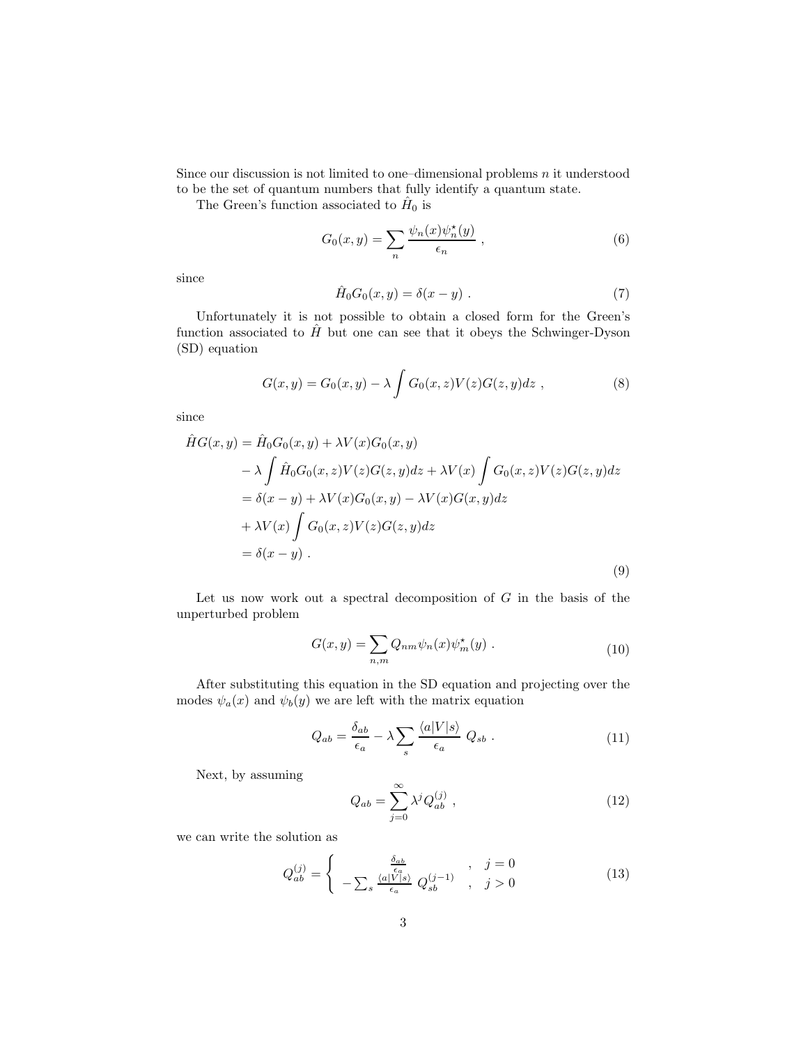Since our discussion is not limited to one–dimensional problems $n$ it understood to be the set of quantum numbers that fully identify a quantum state.

The Green's function associated to $\hat{H}_0$ is

$$G_0(x,y) = \sum_n \frac{\psi_n(x)\psi_n^\star(y)}{\epsilon_n} \ , \tag{6}$$

since

$$\hat{H}_0 G_0(x,y) = \delta(x-y) \ . \tag{7}$$

Unfortunately it is not possible to obtain a closed form for the Green's function associated to $\hat{H}$ but one can see that it obeys the Schwinger-Dyson (SD) equation

$$G(x,y) = G_0(x,y) - \lambda \int G_0(x,z) V(z) G(z,y) dz \ , \tag{8}$$

since

$$\begin{aligned}
\hat{H} G(x,y) &= \hat{H}_0 G_0(x,y) + \lambda V(x) G_0(x,y) \\
&- \lambda \int \hat{H}_0 G_0(x,z) V(z) G(z,y) dz + \lambda V(x) \int G_0(x,z) V(z) G(z,y) dz \\
&= \delta(x-y) + \lambda V(x) G_0(x,y) - \lambda V(x) G(x,y) dz \\
&+ \lambda V(x) \int G_0(x,z) V(z) G(z,y) dz \\
&= \delta(x-y) \ .
\end{aligned} \tag{9}$$

Let us now work out a spectral decomposition of $G$ in the basis of the unperturbed problem

$$G(x,y) = \sum_{n,m} Q_{nm} \psi_n(x) \psi_m^\star(y) \ . \tag{10}$$

After substituting this equation in the SD equation and projecting over the modes $\psi_a(x)$ and $\psi_b(y)$ we are left with the matrix equation

$$Q_{ab} = \frac{\delta_{ab}}{\epsilon_a} - \lambda \sum_s \frac{\langle a|V|s\rangle}{\epsilon_a} \ Q_{sb} \ . \tag{11}$$

Next, by assuming

$$Q_{ab} = \sum_{j=0}^{\infty} \lambda^j Q_{ab}^{(j)} \ , \tag{12}$$

we can write the solution as

$$Q_{ab}^{(j)} = \left\{ \begin{array}{ccc} \frac{\delta_{ab}}{\epsilon_a} & , & j = 0 \\ -\sum_s \frac{\langle a|V|s\rangle}{\epsilon_a} \ Q_{sb}^{(j-1)} & , & j > 0 \end{array} \right. \tag{13}$$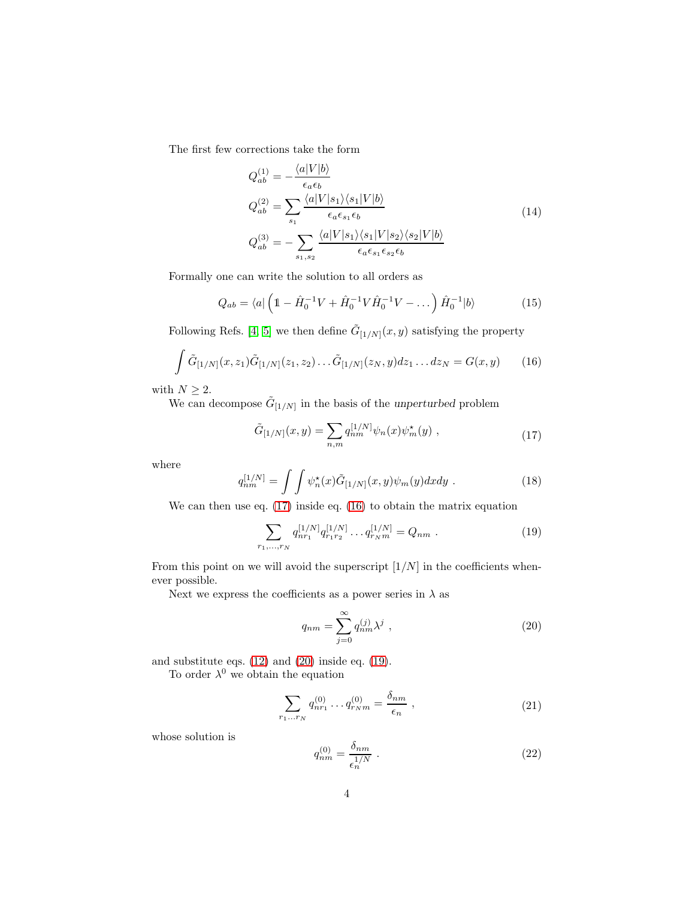The first few corrections take the form

$$
\begin{aligned}
Q_{ab}^{(1)} &= -\frac{\langle a|V|b\rangle}{\epsilon_a \epsilon_b} \\
Q_{ab}^{(2)} &= \sum_{s_1} \frac{\langle a|V|s_1\rangle\langle s_1|V|b\rangle}{\epsilon_a \epsilon_{s_1} \epsilon_b} \\
Q_{ab}^{(3)} &= -\sum_{s_1,s_2} \frac{\langle a|V|s_1\rangle\langle s_1|V|s_2\rangle\langle s_2|V|b\rangle}{\epsilon_a \epsilon_{s_1} \epsilon_{s_2} \epsilon_b}
\end{aligned}
\tag{14}
$$

Formally one can write the solution to all orders as

$$
Q_{ab} = \langle a| \left( \mathbb{1} - \hat{H}_0^{-1} V + \hat{H}_0^{-1} V \hat{H}_0^{-1} V - \dots \right) \hat{H}_0^{-1} |b\rangle \tag{15}
$$

Following Refs. [4, 5] we then define $\tilde{G}_{[1/N]}(x,y)$ satisfying the property

$$
\int \tilde{G}_{[1/N]}(x,z_1) \tilde{G}_{[1/N]}(z_1,z_2) \dots \tilde{G}_{[1/N]}(z_N,y) dz_1 \dots dz_N = G(x,y) \tag{16}
$$

with $N \geq 2$.

We can decompose $\tilde{G}_{[1/N]}$ in the basis of the *unperturbed* problem

$$
\tilde{G}_{[1/N]}(x,y) = \sum_{n,m} q_{nm}^{[1/N]} \psi_n(x) \psi_m^\star(y) \ , \tag{17}
$$

where

$$
q_{nm}^{[1/N]} = \int \int \psi_n^\star(x) \tilde{G}_{[1/N]}(x,y) \psi_m(y) dx dy \ . \tag{18}
$$

We can then use eq. (17) inside eq. (16) to obtain the matrix equation

$$
\sum_{r_1,\dots,r_N} q_{nr_1}^{[1/N]} q_{r_1 r_2}^{[1/N]} \dots q_{r_N m}^{[1/N]} = Q_{nm} \ . \tag{19}
$$

From this point on we will avoid the superscript $[1/N]$ in the coefficients whenever possible.

Next we express the coefficients as a power series in $\lambda$ as

$$
q_{nm} = \sum_{j=0}^{\infty} q_{nm}^{(j)} \lambda^j \ , \tag{20}
$$

and substitute eqs. (12) and (20) inside eq. (19).

To order $\lambda^0$ we obtain the equation

$$
\sum_{r_1 \dots r_N} q_{nr_1}^{(0)} \dots q_{r_N m}^{(0)} = \frac{\delta_{nm}}{\epsilon_n} \ , \tag{21}
$$

whose solution is

$$
q_{nm}^{(0)} = \frac{\delta_{nm}}{\epsilon_n^{\frac{1}{N}}} \ . \tag{22}
$$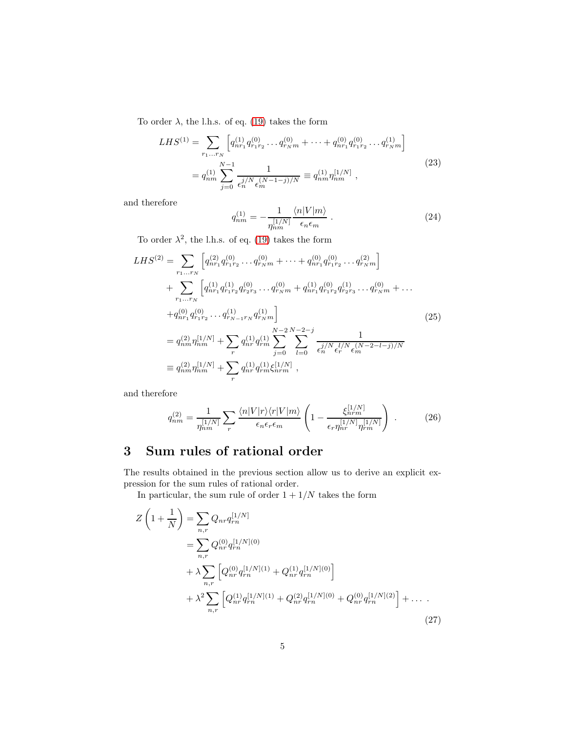To order $\lambda$, the l.h.s. of eq. (19) takes the form

$$
\begin{aligned}
LHS^{(1)} &= \sum_{r_1 \dots r_N} \left[ q^{(1)}_{nr_1} q^{(0)}_{r_1 r_2} \dots q^{(0)}_{r_N m} + \dots + q^{(0)}_{nr_1} q^{(0)}_{r_1 r_2} \dots q^{(1)}_{r_N m} \right] \\
&= q^{(1)}_{nm} \sum_{j=0}^{N-1} \frac{1}{\epsilon_n^{j/N} \epsilon_m^{(N-1-j)/N}} \equiv q^{(1)}_{nm} \eta^{[1/N]}_{nm} \ ,
\end{aligned}
\tag{23}
$$

and therefore

$$
q^{(1)}_{nm} = - \frac{1}{\eta^{[1/N]}_{nm}} \frac{\langle n|V|m\rangle}{\epsilon_n \epsilon_m} \ . \tag{24}
$$

To order $\lambda^2$, the l.h.s. of eq. (19) takes the form

$$
\begin{aligned}
LHS^{(2)} &= \sum_{r_1 \dots r_N} \left[ q^{(2)}_{nr_1} q^{(0)}_{r_1 r_2} \dots q^{(0)}_{r_N m} + \dots + q^{(0)}_{nr_1} q^{(0)}_{r_1 r_2} \dots q^{(2)}_{r_N m} \right] \\
&+ \sum_{r_1 \dots r_N} \left[ q^{(1)}_{nr_1} q^{(1)}_{r_1 r_2} q^{(0)}_{r_2 r_3} \dots q^{(0)}_{r_N m} + q^{(1)}_{nr_1} q^{(0)}_{r_1 r_2} q^{(1)}_{r_2 r_3} \dots q^{(0)}_{r_N m} + \dots \right. \\
&\left. + q^{(0)}_{nr_1} q^{(0)}_{r_1 r_2} \dots q^{(1)}_{r_{N-1} r_N} q^{(1)}_{r_N m} \right] \\
&= q^{(2)}_{nm} \eta^{[1/N]}_{nm} + \sum_r q^{(1)}_{nr} q^{(1)}_{rm} \sum_{j=0}^{N-2} \sum_{l=0}^{N-2-j} \frac{1}{\epsilon_n^{j/N} \epsilon_r^{l/N} \epsilon_m^{(N-2-l-j)/N}} \\
&\equiv q^{(2)}_{nm} \eta^{[1/N]}_{nm} + \sum_r q^{(1)}_{nr} q^{(1)}_{rm} \xi^{[1/N]}_{nrm} \ ,
\end{aligned}
\tag{25}
$$

and therefore

$$
q^{(2)}_{nm} = \frac{1}{\eta^{[1/N]}_{nm}} \sum_r \frac{\langle n|V|r\rangle \langle r|V|m\rangle}{\epsilon_n \epsilon_r \epsilon_m} \left( 1 - \frac{\xi^{[1/N]}_{nrm}}{\epsilon_r \eta^{[1/N]}_{nr} \eta^{[1/N]}_{rm}} \right) \ . \tag{26}
$$

# 3 Sum rules of rational order

The results obtained in the previous section allow us to derive an explicit expression for the sum rules of rational order.

In particular, the sum rule of order $1 + 1/N$ takes the form

$$
\begin{aligned}
Z\left(1 + \frac{1}{N}\right) &= \sum_{n,r} Q_{nr} q^{[1/N]}_{rn} \\
&= \sum_{n,r} Q^{(0)}_{nr} q^{[1/N](0)}_{rn} \\
&+ \lambda \sum_{n,r} \left[ Q^{(0)}_{nr} q^{[1/N](1)}_{rn} + Q^{(1)}_{nr} q^{[1/N](0)}_{rn} \right] \\
&+ \lambda^2 \sum_{n,r} \left[ Q^{(1)}_{nr} q^{[1/N](1)}_{rn} + Q^{(2)}_{nr} q^{[1/N](0)}_{rn} + Q^{(0)}_{nr} q^{[1/N](2)}_{rn} \right] + \dots \ .
\end{aligned}
\tag{27}
$$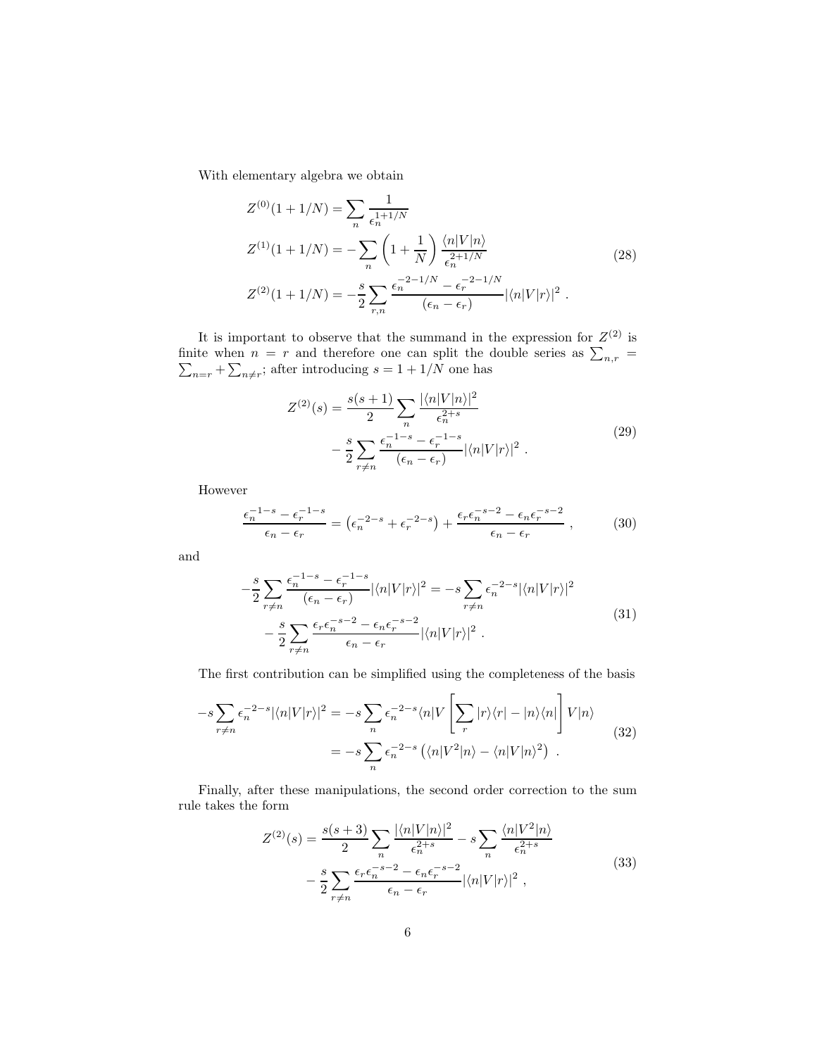With elementary algebra we obtain

$$
\begin{aligned}
Z^{(0)}(1+1/N) &= \sum_n \frac{1}{\epsilon_n^{1+1/N}} \\
Z^{(1)}(1+1/N) &= -\sum_n \left(1+\frac{1}{N}\right) \frac{\langle n|V|n\rangle}{\epsilon_n^{2+1/N}} \\
Z^{(2)}(1+1/N) &= -\frac{s}{2} \sum_{r,n} \frac{\epsilon_n^{-2-1/N} - \epsilon_r^{-2-1/N}}{(\epsilon_n - \epsilon_r)} |\langle n|V|r\rangle|^2 \ .
\end{aligned}
\tag{28}
$$

It is important to observe that the summand in the expression for $Z^{(2)}$ is finite when $n = r$ and therefore one can split the double series as $\sum_{n,r} = \sum_{n=r} + \sum_{n\neq r}$; after introducing $s = 1 + 1/N$ one has

$$
\begin{aligned}
Z^{(2)}(s) &= \frac{s(s+1)}{2} \sum_n \frac{|\langle n|V|n\rangle|^2}{\epsilon_n^{2+s}} \\
&\quad - \frac{s}{2} \sum_{r\neq n} \frac{\epsilon_n^{-1-s} - \epsilon_r^{-1-s}}{(\epsilon_n - \epsilon_r)} |\langle n|V|r\rangle|^2 \ .
\end{aligned}
\tag{29}
$$

However

$$
\frac{\epsilon_n^{-1-s} - \epsilon_r^{-1-s}}{\epsilon_n - \epsilon_r} = \left(\epsilon_n^{-2-s} + \epsilon_r^{-2-s}\right) + \frac{\epsilon_r \epsilon_n^{-s-2} - \epsilon_n \epsilon_r^{-s-2}}{\epsilon_n - \epsilon_r} \ , \tag{30}
$$

and

$$
\begin{aligned}
-\frac{s}{2} \sum_{r\neq n} \frac{\epsilon_n^{-1-s} - \epsilon_r^{-1-s}}{(\epsilon_n - \epsilon_r)} |\langle n|V|r\rangle|^2 &= -s \sum_{r\neq n} \epsilon_n^{-2-s} |\langle n|V|r\rangle|^2 \\
&\quad - \frac{s}{2} \sum_{r\neq n} \frac{\epsilon_r \epsilon_n^{-s-2} - \epsilon_n \epsilon_r^{-s-2}}{\epsilon_n - \epsilon_r} |\langle n|V|r\rangle|^2 \ .
\end{aligned}
\tag{31}
$$

The first contribution can be simplified using the completeness of the basis

$$
\begin{aligned}
-s \sum_{r\neq n} \epsilon_n^{-2-s} |\langle n|V|r\rangle|^2 &= -s \sum_n \epsilon_n^{-2-s} \langle n|V \left[\sum_r |r\rangle\langle r| - |n\rangle\langle n|\right] V|n\rangle \\
&= -s \sum_n \epsilon_n^{-2-s} \left(\langle n|V^2|n\rangle - \langle n|V|n\rangle^2\right) \ .
\end{aligned}
\tag{32}
$$

Finally, after these manipulations, the second order correction to the sum rule takes the form

$$
\begin{aligned}
Z^{(2)}(s) &= \frac{s(s+3)}{2} \sum_n \frac{|\langle n|V|n\rangle|^2}{\epsilon_n^{2+s}} - s \sum_n \frac{\langle n|V^2|n\rangle}{\epsilon_n^{2+s}} \\
&\quad - \frac{s}{2} \sum_{r\neq n} \frac{\epsilon_r \epsilon_n^{-s-2} - \epsilon_n \epsilon_r^{-s-2}}{\epsilon_n - \epsilon_r} |\langle n|V|r\rangle|^2 \ ,
\end{aligned}
\tag{33}
$$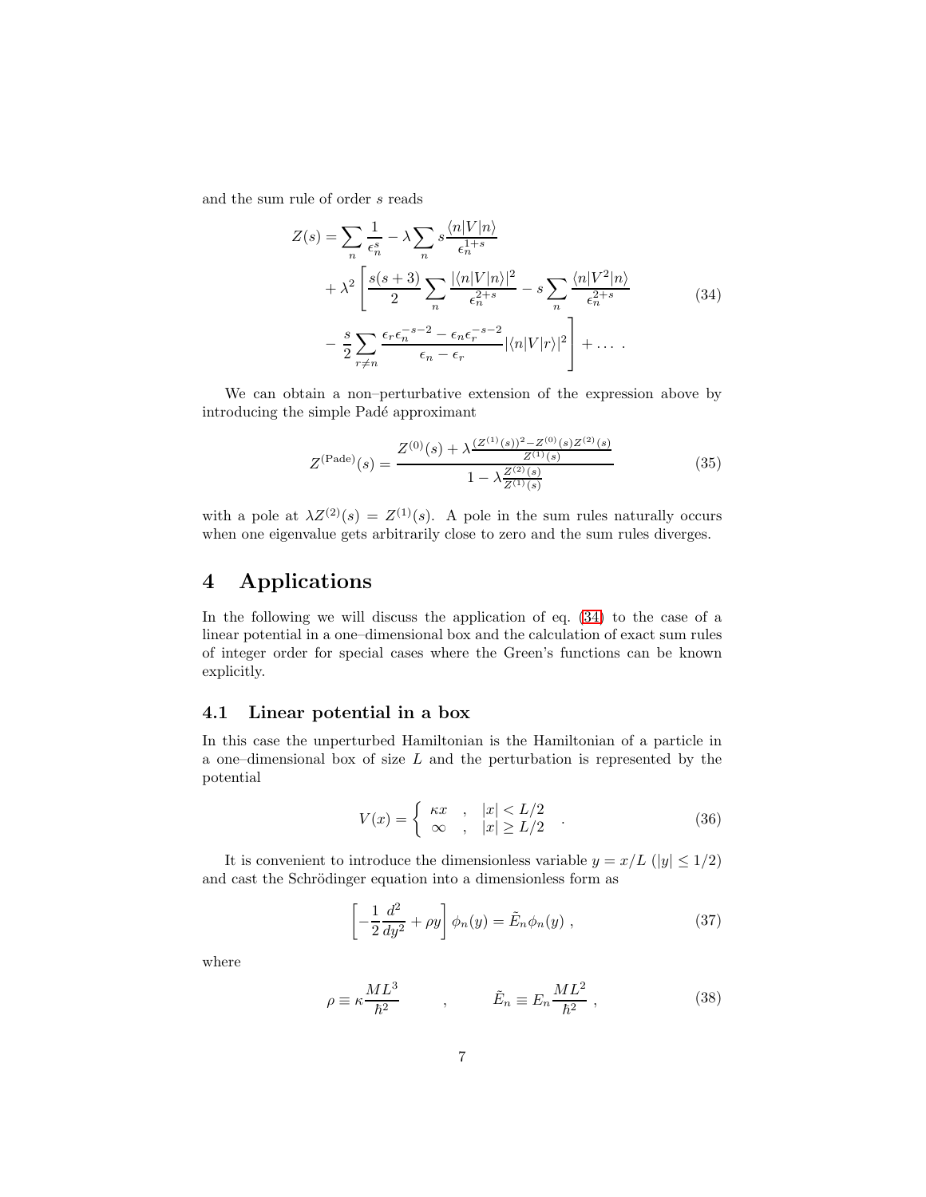and the sum rule of order $s$ reads

$$
\begin{aligned}
Z(s) = & \sum_n \frac{1}{\epsilon_n^s} - \lambda \sum_n s \frac{\langle n|V|n\rangle}{\epsilon_n^{1+s}} \\
& + \lambda^2 \left[ \frac{s(s+3)}{2} \sum_n \frac{|\langle n|V|n\rangle|^2}{\epsilon_n^{2+s}} - s \sum_n \frac{\langle n|V^2|n\rangle}{\epsilon_n^{2+s}} \right. \\
& \left. - \frac{s}{2} \sum_{r\neq n} \frac{\epsilon_r \epsilon_n^{-s-2} - \epsilon_n \epsilon_r^{-s-2}}{\epsilon_n - \epsilon_r} |\langle n|V|r\rangle|^2 \right] + \dots \; .
\end{aligned} \tag{34}
$$

We can obtain a non–perturbative extension of the expression above by introducing the simple Padé approximant

$$
Z^{(\mathrm{Pade})}(s) = \frac{Z^{(0)}(s) + \lambda \frac{(Z^{(1)}(s))^2 - Z^{(0)}(s) Z^{(2)}(s)}{Z^{(1)}(s)}}{1 - \lambda \frac{Z^{(2)}(s)}{Z^{(1)}(s)}} \tag{35}
$$

with a pole at $\lambda Z^{(2)}(s) = Z^{(1)}(s)$. A pole in the sum rules naturally occurs when one eigenvalue gets arbitrarily close to zero and the sum rules diverges.

# 4 Applications

In the following we will discuss the application of eq. (34) to the case of a linear potential in a one–dimensional box and the calculation of exact sum rules of integer order for special cases where the Green's functions can be known explicitly.

## 4.1 Linear potential in a box

In this case the unperturbed Hamiltonian is the Hamiltonian of a particle in a one–dimensional box of size $L$ and the perturbation is represented by the potential

$$
V(x) = \left\{ \begin{array}{lll} \kappa x & , & |x| < L/2 \\ \infty & , & |x| \geq L/2 \end{array} \right. . \tag{36}
$$

It is convenient to introduce the dimensionless variable $y = x/L$ ($|y| \leq 1/2$) and cast the Schrödinger equation into a dimensionless form as

$$
\left[ -\frac{1}{2} \frac{d^2}{dy^2} + \rho y \right] \phi_n(y) = \tilde{E}_n \phi_n(y) \; , \tag{37}
$$

where

$$
\rho \equiv \kappa \frac{ML^3}{\hbar^2} \qquad , \qquad \tilde{E}_n \equiv E_n \frac{ML^2}{\hbar^2} \; , \tag{38}
$$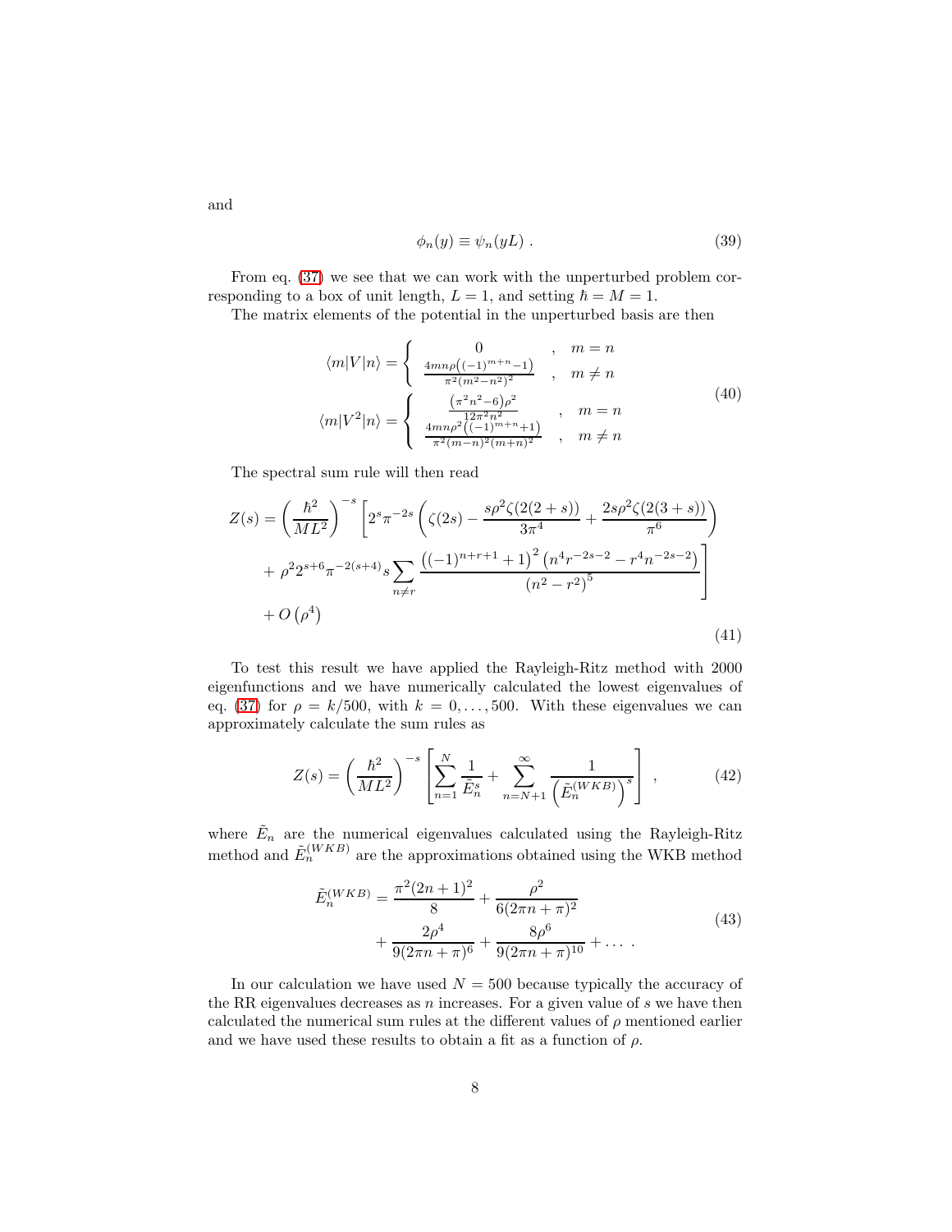and

$$\phi_n(y) \equiv \psi_n(yL) \ . \tag{39}$$

From eq. (37) we see that we can work with the unperturbed problem corresponding to a box of unit length, $L = 1$, and setting $\hbar = M = 1$.

The matrix elements of the potential in the unperturbed basis are then

$$\begin{aligned}
\langle m|V|n\rangle &= \left\{ \begin{array}{ccc} 0 & , & m = n \\ \frac{4mn\rho\left((-1)^{m+n}-1\right)}{\pi^2(m^2-n^2)^2} & , & m \neq n \end{array} \right. \\
\langle m|V^2|n\rangle &= \left\{ \begin{array}{ccc} \frac{\left(\pi^2 n^2 - 6\right)\rho^2}{12\pi^2 n^2} & , & m = n \\ \frac{4mn\rho^2\left((-1)^{m+n}+1\right)}{\pi^2(m-n)^2(m+n)^2} & , & m \neq n \end{array} \right.
\end{aligned} \tag{40}$$

The spectral sum rule will then read

$$\begin{aligned}
Z(s) &= \left(\frac{\hbar^2}{ML^2}\right)^{-s} \left[ 2^s \pi^{-2s} \left( \zeta(2s) - \frac{s\rho^2 \zeta(2(2+s))}{3\pi^4} + \frac{2s\rho^2 \zeta(2(3+s))}{\pi^6} \right) \right. \\
&\quad \left. + \, \rho^2 2^{s+6} \pi^{-2(s+4)} s \sum_{n \neq r} \frac{\left((-1)^{n+r+1}+1\right)^2 \left(n^4 r^{-2s-2} - r^4 n^{-2s-2}\right)}{\left(n^2 - r^2\right)^5} \right] \\
&\quad + O\left(\rho^4\right)
\end{aligned} \tag{41}$$

To test this result we have applied the Rayleigh-Ritz method with 2000 eigenfunctions and we have numerically calculated the lowest eigenvalues of eq. (37) for $\rho = k/500$, with $k = 0, \ldots, 500$. With these eigenvalues we can approximately calculate the sum rules as

$$Z(s) = \left(\frac{\hbar^2}{ML^2}\right)^{-s} \left[ \sum_{n=1}^{N} \frac{1}{\tilde{E}_n^s} + \sum_{n=N+1}^{\infty} \frac{1}{\left(\tilde{E}_n^{(WKB)}\right)^s} \right] , \tag{42}$$

where $\tilde{E}_n$ are the numerical eigenvalues calculated using the Rayleigh-Ritz method and $\tilde{E}_n^{(WKB)}$ are the approximations obtained using the WKB method

$$\begin{aligned}
\tilde{E}_n^{(WKB)} &= \frac{\pi^2(2n+1)^2}{8} + \frac{\rho^2}{6(2\pi n + \pi)^2} \\
&\quad + \frac{2\rho^4}{9(2\pi n + \pi)^6} + \frac{8\rho^6}{9(2\pi n + \pi)^{10}} + \ldots \ .
\end{aligned} \tag{43}$$

In our calculation we have used $N = 500$ because typically the accuracy of the RR eigenvalues decreases as $n$ increases. For a given value of $s$ we have then calculated the numerical sum rules at the different values of $\rho$ mentioned earlier and we have used these results to obtain a fit as a function of $\rho$.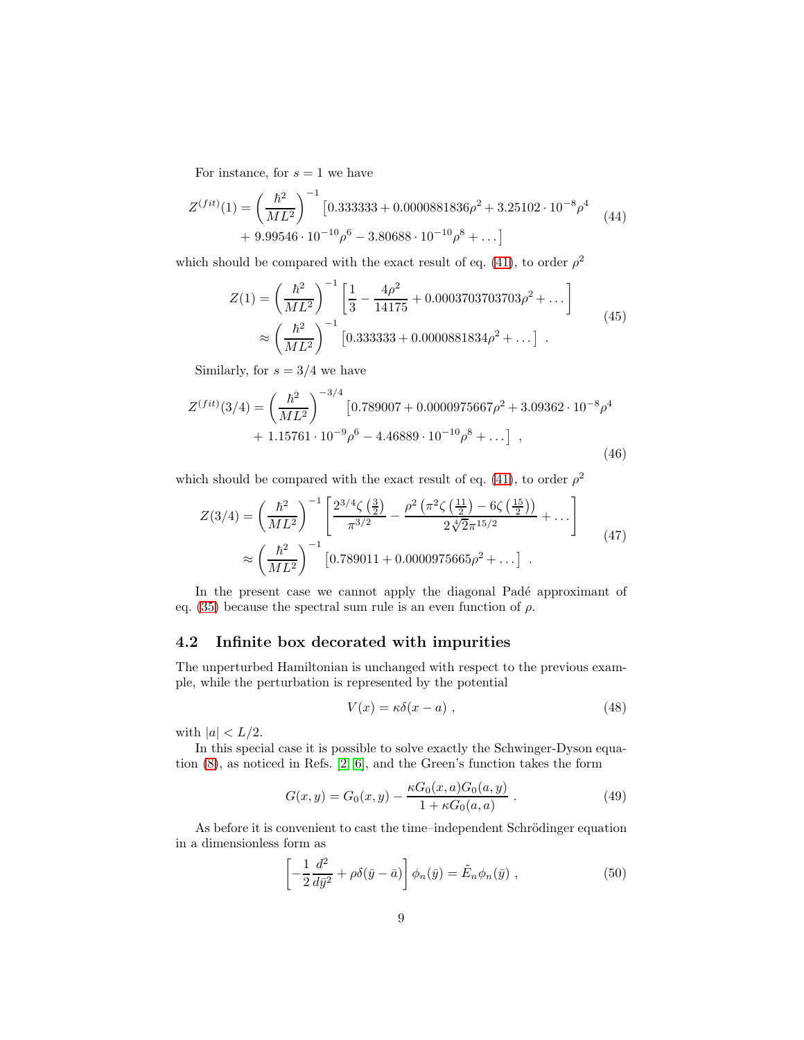For instance, for $s = 1$ we have

$$
\begin{aligned}
Z^{(fit)}(1) = \left(\frac{\hbar^2}{ML^2}\right)^{-1} & \left[0.333333 + 0.0000881836\rho^2 + 3.25102 \cdot 10^{-8}\rho^4 \right. \\
& \left. + 9.99546 \cdot 10^{-10}\rho^6 - 3.80688 \cdot 10^{-10}\rho^8 + \dots\right]
\end{aligned} \tag{44}
$$

which should be compared with the exact result of eq. (41), to order $\rho^2$

$$
\begin{aligned}
Z(1) &= \left(\frac{\hbar^2}{ML^2}\right)^{-1} \left[\frac{1}{3} - \frac{4\rho^2}{14175} + 0.0003703703703\rho^2 + \dots\right] \\
&\approx \left(\frac{\hbar^2}{ML^2}\right)^{-1} \left[0.333333 + 0.0000881834\rho^2 + \dots\right] .
\end{aligned} \tag{45}
$$

Similarly, for $s = 3/4$ we have

$$
\begin{aligned}
Z^{(fit)}(3/4) = \left(\frac{\hbar^2}{ML^2}\right)^{-3/4} & \left[0.789007 + 0.0000975667\rho^2 + 3.09362 \cdot 10^{-8}\rho^4 \right. \\
& \left. + 1.15761 \cdot 10^{-9}\rho^6 - 4.46889 \cdot 10^{-10}\rho^8 + \dots\right] ,
\end{aligned} \tag{46}
$$

which should be compared with the exact result of eq. (41), to order $\rho^2$

$$
\begin{aligned}
Z(3/4) &= \left(\frac{\hbar^2}{ML^2}\right)^{-1} \left[\frac{2^{3/4}\zeta\left(\frac{3}{2}\right)}{\pi^{3/2}} - \frac{\rho^2\left(\pi^2\zeta\left(\frac{11}{2}\right) - 6\zeta\left(\frac{15}{2}\right)\right)}{2\sqrt[4]{2}\pi^{15/2}} + \dots\right] \\
&\approx \left(\frac{\hbar^2}{ML^2}\right)^{-1} \left[0.789011 + 0.0000975665\rho^2 + \dots\right] .
\end{aligned} \tag{47}
$$

In the present case we cannot apply the diagonal Padé approximant of eq. (35) because the spectral sum rule is an even function of $\rho$.

### 4.2 Infinite box decorated with impurities

The unperturbed Hamiltonian is unchanged with respect to the previous example, while the perturbation is represented by the potential

$$
V(x) = \kappa\delta(x - a) , \tag{48}
$$

with $|a| < L/2$.

In this special case it is possible to solve exactly the Schwinger-Dyson equation (8), as noticed in Refs. [2, 6], and the Green's function takes the form

$$
G(x, y) = G_0(x, y) - \frac{\kappa G_0(x, a) G_0(a, y)}{1 + \kappa G_0(a, a)} . \tag{49}
$$

As before it is convenient to cast the time–independent Schrödinger equation in a dimensionless form as

$$
\left[-\frac{1}{2}\frac{d^2}{d\bar{y}^2} + \rho\delta(\bar{y} - \bar{a})\right]\phi_n(\bar{y}) = \tilde{E}_n\phi_n(\bar{y}) , \tag{50}
$$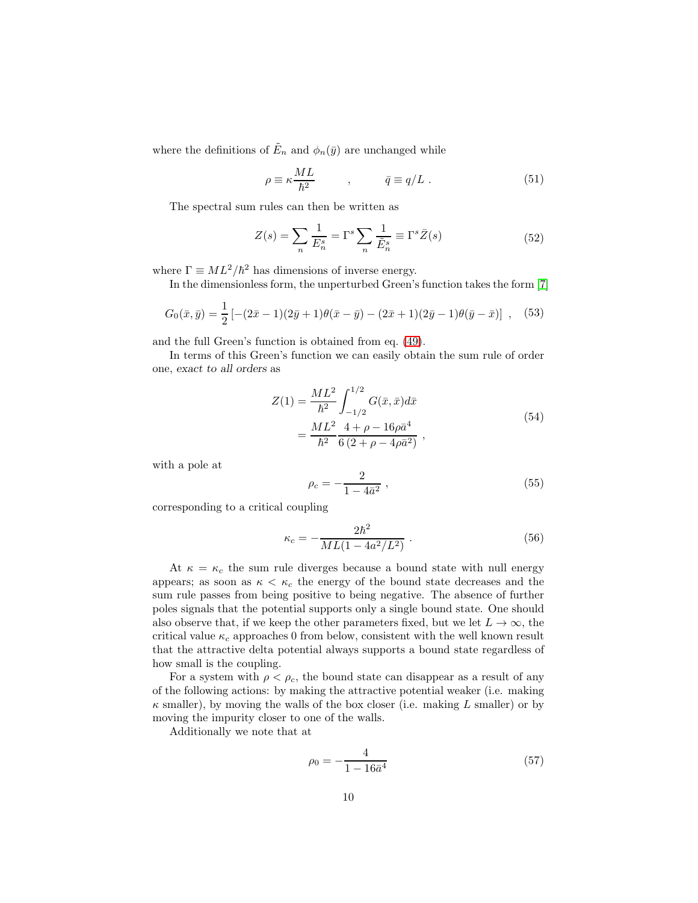where the definitions of $\tilde{E}_n$ and $\phi_n(\bar{y})$ are unchanged while

$$\rho \equiv \kappa \frac{ML}{\hbar^2} \qquad , \qquad \bar{q} \equiv q/L \ . \tag{51}$$

The spectral sum rules can then be written as

$$Z(s) = \sum_n \frac{1}{E_n^s} = \Gamma^s \sum_n \frac{1}{\tilde{E}_n^s} \equiv \Gamma^s \bar{Z}(s) \tag{52}$$

where $\Gamma \equiv ML^2/\hbar^2$ has dimensions of inverse energy.

In the dimensionless form, the unperturbed Green's function takes the form [7]

$$G_0(\bar{x}, \bar{y}) = \frac{1}{2}\left[-(2\bar{x}-1)(2\bar{y}+1)\theta(\bar{x}-\bar{y}) - (2\bar{x}+1)(2\bar{y}-1)\theta(\bar{y}-\bar{x})\right] \ , \tag{53}$$

and the full Green's function is obtained from eq. (49).

In terms of this Green's function we can easily obtain the sum rule of order one, *exact to all orders* as

$$\begin{aligned} Z(1) &= \frac{ML^2}{\hbar^2} \int_{-1/2}^{1/2} G(\bar{x}, \bar{x}) d\bar{x} \\ &= \frac{ML^2}{\hbar^2} \frac{4 + \rho - 16\rho\bar{a}^4}{6\left(2 + \rho - 4\rho\bar{a}^2\right)} \ , \end{aligned} \tag{54}$$

with a pole at

$$\rho_c = -\frac{2}{1 - 4\bar{a}^2} \ , \tag{55}$$

corresponding to a critical coupling

$$\kappa_c = -\frac{2\hbar^2}{ML(1 - 4a^2/L^2)} \ . \tag{56}$$

At $\kappa = \kappa_c$ the sum rule diverges because a bound state with null energy appears; as soon as $\kappa < \kappa_c$ the energy of the bound state decreases and the sum rule passes from being positive to being negative. The absence of further poles signals that the potential supports only a single bound state. One should also observe that, if we keep the other parameters fixed, but we let $L \to \infty$, the critical value $\kappa_c$ approaches 0 from below, consistent with the well known result that the attractive delta potential always supports a bound state regardless of how small is the coupling.

For a system with $\rho < \rho_c$, the bound state can disappear as a result of any of the following actions: by making the attractive potential weaker (i.e. making $\kappa$ smaller), by moving the walls of the box closer (i.e. making $L$ smaller) or by moving the impurity closer to one of the walls.

Additionally we note that at

$$\rho_0 = -\frac{4}{1 - 16\bar{a}^4} \tag{57}$$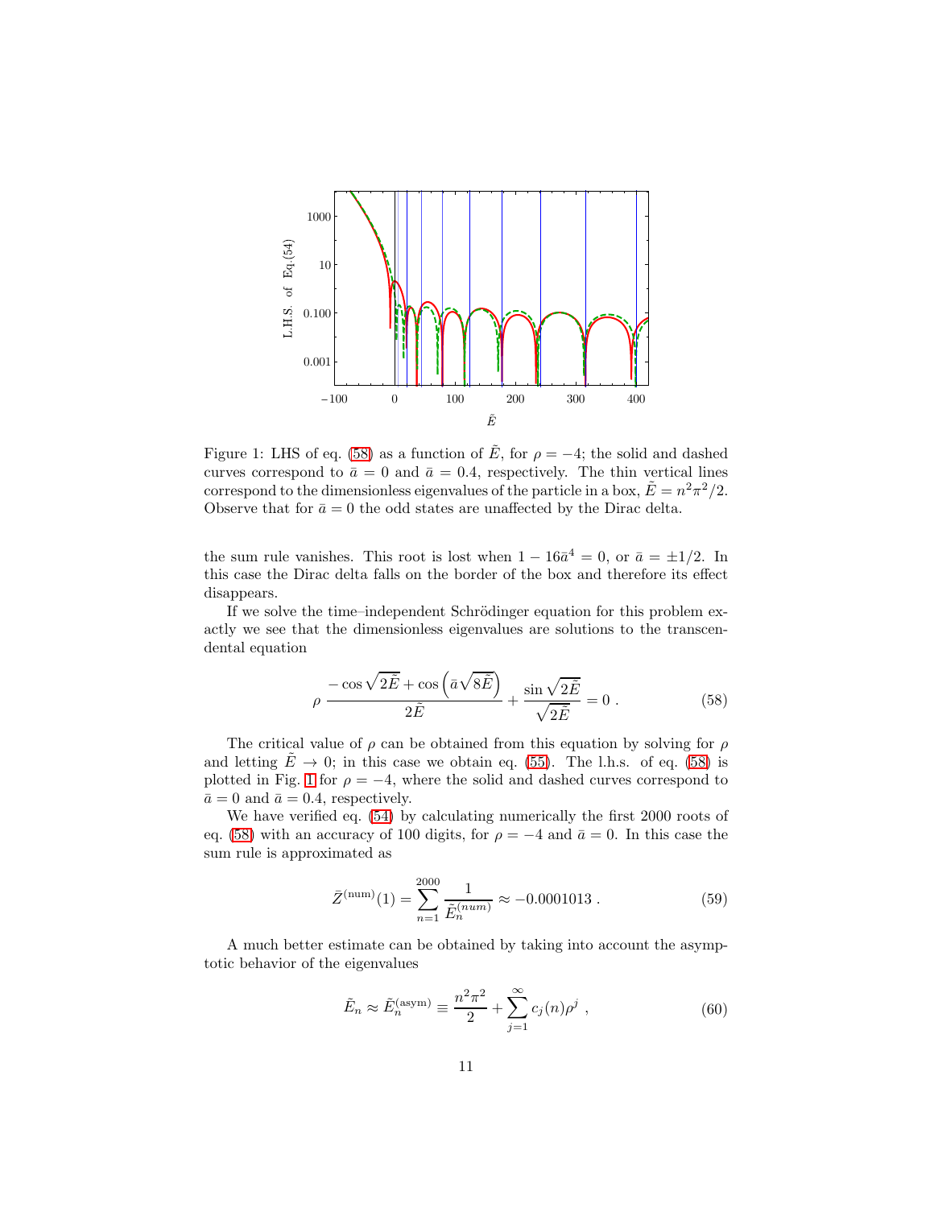Figure 1: LHS of eq. (58) as a function of $\tilde{E}$, for $\rho = -4$; the solid and dashed curves correspond to $\bar{a} = 0$ and $\bar{a} = 0.4$, respectively. The thin vertical lines correspond to the dimensionless eigenvalues of the particle in a box, $\tilde{E} = n^2\pi^2/2$. Observe that for $\bar{a} = 0$ the odd states are unaffected by the Dirac delta.

the sum rule vanishes. This root is lost when $1 - 16\bar{a}^4 = 0$, or $\bar{a} = \pm 1/2$. In this case the Dirac delta falls on the border of the box and therefore its effect disappears.

If we solve the time–independent Schrödinger equation for this problem exactly we see that the dimensionless eigenvalues are solutions to the transcendental equation

$$\rho \, \frac{-\cos\sqrt{2\tilde{E}} + \cos\left(\bar{a}\sqrt{8\tilde{E}}\right)}{2\tilde{E}} + \frac{\sin\sqrt{2\tilde{E}}}{\sqrt{2\tilde{E}}} = 0 \ . \tag{58}$$

The critical value of $\rho$ can be obtained from this equation by solving for $\rho$ and letting $\tilde{E} \to 0$; in this case we obtain eq. (55). The l.h.s. of eq. (58) is plotted in Fig. 1 for $\rho = -4$, where the solid and dashed curves correspond to $\bar{a} = 0$ and $\bar{a} = 0.4$, respectively.

We have verified eq. (54) by calculating numerically the first 2000 roots of eq. (58) with an accuracy of 100 digits, for $\rho = -4$ and $\bar{a} = 0$. In this case the sum rule is approximated as

$$\bar{Z}^{(\mathrm{num})}(1) = \sum_{n=1}^{2000} \frac{1}{\tilde{E}_n^{(num)}} \approx -0.0001013 \ . \tag{59}$$

A much better estimate can be obtained by taking into account the asymptotic behavior of the eigenvalues

$$\tilde{E}_n \approx \tilde{E}_n^{(\mathrm{asym})} \equiv \frac{n^2\pi^2}{2} + \sum_{j=1}^{\infty} c_j(n)\rho^j \ , \tag{60}$$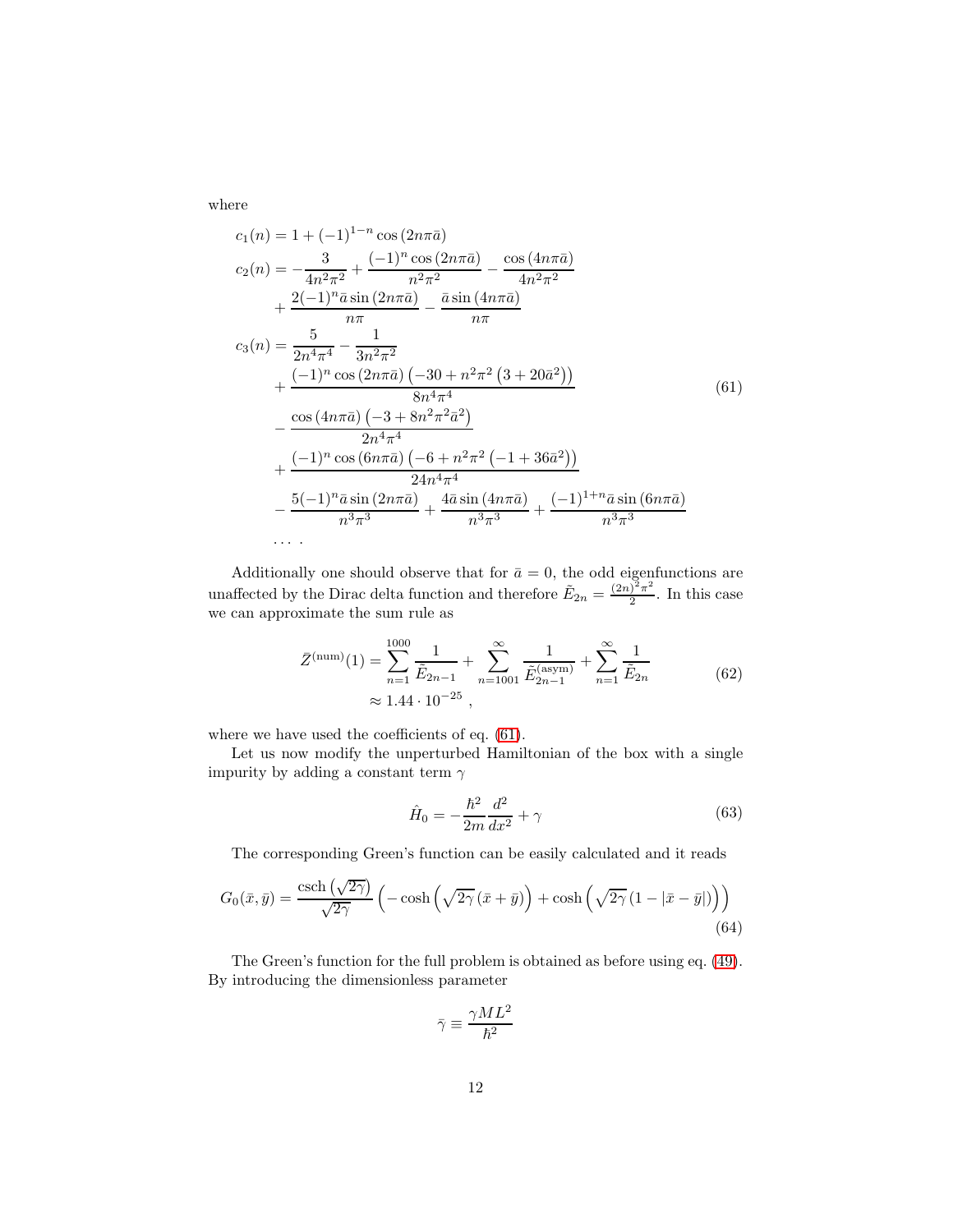where

$$
\begin{aligned}
c_1(n) &= 1 + (-1)^{1-n} \cos(2n\pi\bar{a}) \\
c_2(n) &= -\frac{3}{4n^2\pi^2} + \frac{(-1)^n \cos(2n\pi\bar{a})}{n^2\pi^2} - \frac{\cos(4n\pi\bar{a})}{4n^2\pi^2} \\
&+ \frac{2(-1)^n \bar{a} \sin(2n\pi\bar{a})}{n\pi} - \frac{\bar{a}\sin(4n\pi\bar{a})}{n\pi} \\
c_3(n) &= \frac{5}{2n^4\pi^4} - \frac{1}{3n^2\pi^2} \\
&+ \frac{(-1)^n \cos(2n\pi\bar{a}) \left(-30 + n^2\pi^2 \left(3 + 20\bar{a}^2\right)\right)}{8n^4\pi^4} \\
&- \frac{\cos(4n\pi\bar{a}) \left(-3 + 8n^2\pi^2\bar{a}^2\right)}{2n^4\pi^4} \\
&+ \frac{(-1)^n \cos(6n\pi\bar{a}) \left(-6 + n^2\pi^2 \left(-1 + 36\bar{a}^2\right)\right)}{24n^4\pi^4} \\
&- \frac{5(-1)^n \bar{a} \sin(2n\pi\bar{a})}{n^3\pi^3} + \frac{4\bar{a}\sin(4n\pi\bar{a})}{n^3\pi^3} + \frac{(-1)^{1+n} \bar{a}\sin(6n\pi\bar{a})}{n^3\pi^3} \\
&\dots .
\end{aligned}
\tag{61}
$$

Additionally one should observe that for $\bar{a} = 0$, the odd eigenfunctions are unaffected by the Dirac delta function and therefore $\tilde{E}_{2n} = \frac{(2n)^2\pi^2}{2}$. In this case we can approximate the sum rule as

$$
\begin{aligned}
\bar{Z}^{(\text{num})}(1) &= \sum_{n=1}^{1000} \frac{1}{\tilde{E}_{2n-1}} + \sum_{n=1001}^{\infty} \frac{1}{\tilde{E}_{2n-1}^{(\text{asym})}} + \sum_{n=1}^{\infty} \frac{1}{\tilde{E}_{2n}} \\
&\approx 1.44 \cdot 10^{-25} ,
\end{aligned}
\tag{62}
$$

where we have used the coefficients of eq. (61).

Let us now modify the unperturbed Hamiltonian of the box with a single impurity by adding a constant term $\gamma$

$$
\hat{H}_0 = -\frac{\hbar^2}{2m}\frac{d^2}{dx^2} + \gamma \tag{63}
$$

The corresponding Green's function can be easily calculated and it reads

$$
G_0(\bar{x}, \bar{y}) = \frac{\operatorname{csch}\left(\sqrt{2\gamma}\right)}{\sqrt{2\gamma}} \left( -\cosh\left(\sqrt{2\gamma}\,(\bar{x} + \bar{y})\right) + \cosh\left(\sqrt{2\gamma}\,(1 - |\bar{x} - \bar{y}|)\right) \right) \tag{64}
$$

The Green's function for the full problem is obtained as before using eq. (49). By introducing the dimensionless parameter

$$
\bar{\gamma} \equiv \frac{\gamma M L^2}{\hbar^2}
$$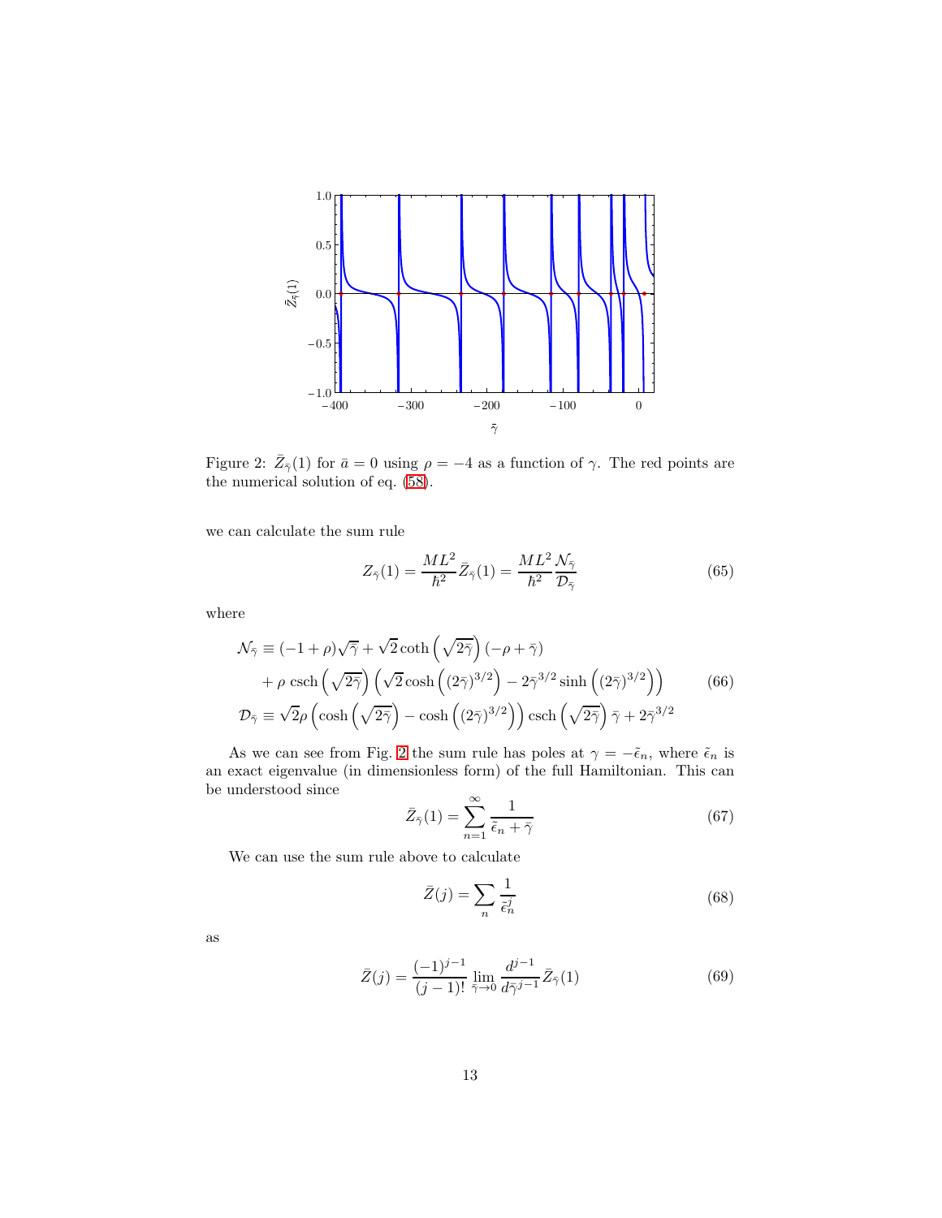Figure 2: $\bar{Z}_{\bar{\gamma}}(1)$ for $\bar{a} = 0$ using $\rho = -4$ as a function of $\gamma$. The red points are the numerical solution of eq. (58).

we can calculate the sum rule

$$Z_{\bar{\gamma}}(1) = \frac{ML^2}{\hbar^2} \bar{Z}_{\bar{\gamma}}(1) = \frac{ML^2}{\hbar^2} \frac{\mathcal{N}_{\bar{\gamma}}}{\mathcal{D}_{\bar{\gamma}}} \tag{65}$$

where

$$\begin{aligned}
\mathcal{N}_{\bar{\gamma}} &\equiv (-1+\rho)\sqrt{\bar{\gamma}} + \sqrt{2}\coth\left(\sqrt{2\bar{\gamma}}\right)(-\rho+\bar{\gamma}) \\
&\quad + \rho \,\mathrm{csch}\left(\sqrt{2\bar{\gamma}}\right)\left(\sqrt{2}\cosh\left((2\bar{\gamma})^{3/2}\right) - 2\bar{\gamma}^{3/2}\sinh\left((2\bar{\gamma})^{3/2}\right)\right) \\
\mathcal{D}_{\bar{\gamma}} &\equiv \sqrt{2}\rho\left(\cosh\left(\sqrt{2\bar{\gamma}}\right) - \cosh\left((2\bar{\gamma})^{3/2}\right)\right)\mathrm{csch}\left(\sqrt{2\bar{\gamma}}\right)\bar{\gamma} + 2\bar{\gamma}^{3/2}
\end{aligned} \tag{66}$$

As we can see from Fig. 2 the sum rule has poles at $\gamma = -\tilde{\epsilon}_n$, where $\tilde{\epsilon}_n$ is an exact eigenvalue (in dimensionless form) of the full Hamiltonian. This can be understood since

$$\bar{Z}_{\bar{\gamma}}(1) = \sum_{n=1}^{\infty} \frac{1}{\tilde{\epsilon}_n + \bar{\gamma}} \tag{67}$$

We can use the sum rule above to calculate

$$\bar{Z}(j) = \sum_n \frac{1}{\tilde{\epsilon}_n^j} \tag{68}$$

as

$$\bar{Z}(j) = \frac{(-1)^{j-1}}{(j-1)!} \lim_{\bar{\gamma}\to 0} \frac{d^{j-1}}{d\bar{\gamma}^{j-1}} \bar{Z}_{\bar{\gamma}}(1) \tag{69}$$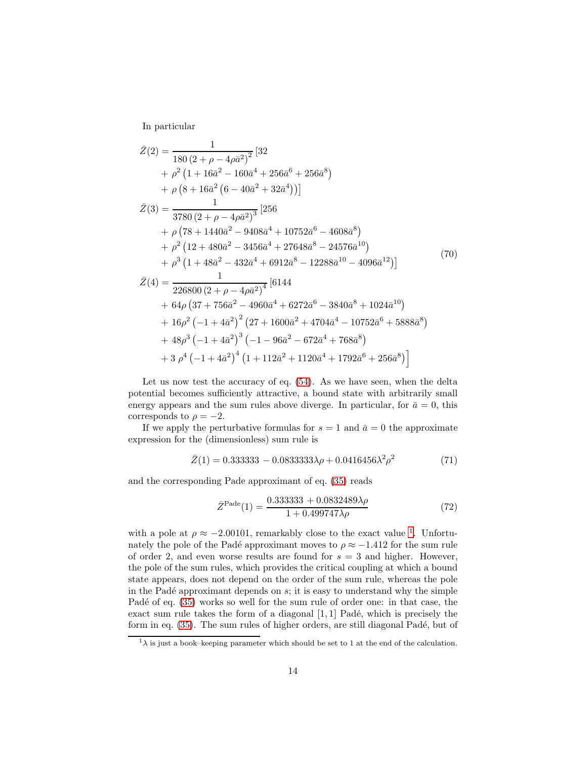In particular

$$
\begin{aligned}
\bar{Z}(2) &= \frac{1}{180\left(2+\rho-4\rho\bar{a}^2\right)^2}\left[32\right. \\
&+ \rho^2\left(1+16\bar{a}^2-160\bar{a}^4+256\bar{a}^6+256\bar{a}^8\right) \\
&+ \left.\rho\left(8+16\bar{a}^2\left(6-40\bar{a}^2+32\bar{a}^4\right)\right)\right] \\
\bar{Z}(3) &= \frac{1}{3780\left(2+\rho-4\rho\bar{a}^2\right)^3}\left[256\right. \\
&+ \rho\left(78+1440\bar{a}^2-9408\bar{a}^4+10752\bar{a}^6-4608\bar{a}^8\right) \\
&+ \rho^2\left(12+480\bar{a}^2-3456\bar{a}^4+27648\bar{a}^8-24576\bar{a}^{10}\right) \\
&+ \left.\rho^3\left(1+48\bar{a}^2-432\bar{a}^4+6912\bar{a}^8-12288\bar{a}^{10}-4096\bar{a}^{12}\right)\right] \\
\bar{Z}(4) &= \frac{1}{226800\left(2+\rho-4\rho\bar{a}^2\right)^4}\left[6144\right. \\
&+ 64\rho\left(37+756\bar{a}^2-4960\bar{a}^4+6272\bar{a}^6-3840\bar{a}^8+1024\bar{a}^{10}\right) \\
&+ 16\rho^2\left(-1+4\bar{a}^2\right)^2\left(27+1600\bar{a}^2+4704\bar{a}^4-10752\bar{a}^6+5888\bar{a}^8\right) \\
&+ 48\rho^3\left(-1+4\bar{a}^2\right)^3\left(-1-96\bar{a}^2-672\bar{a}^4+768\bar{a}^8\right) \\
&+ \left.3\,\rho^4\left(-1+4\bar{a}^2\right)^4\left(1+112\bar{a}^2+1120\bar{a}^4+1792\bar{a}^6+256\bar{a}^8\right)\right]
\end{aligned}
\tag{70}
$$

Let us now test the accuracy of eq. (54). As we have seen, when the delta potential becomes sufficiently attractive, a bound state with arbitrarily small energy appears and the sum rules above diverge. In particular, for $\bar{a}=0$, this corresponds to $\rho=-2$.

If we apply the perturbative formulas for $s=1$ and $\bar{a}=0$ the approximate expression for the (dimensionless) sum rule is

$$
\bar{Z}(1) = 0.333333 - 0.0833333\lambda\rho + 0.0416456\lambda^2\rho^2 \tag{71}
$$

and the corresponding Pade approximant of eq. (35) reads

$$
\bar{Z}^{\rm Pade}(1) = \frac{0.333333+0.0832489\lambda\rho}{1+0.499747\lambda\rho} \tag{72}
$$

with a pole at $\rho \approx -2.00101$, remarkably close to the exact value [1]. Unfortunately the pole of the Padé approximant moves to $\rho \approx -1.412$ for the sum rule of order 2, and even worse results are found for $s=3$ and higher. However, the pole of the sum rules, which provides the critical coupling at which a bound state appears, does not depend on the order of the sum rule, whereas the pole in the Padé approximant depends on $s$; it is easy to understand why the simple Padé of eq. (35) works so well for the sum rule of order one: in that case, the exact sum rule takes the form of a diagonal $[1,1]$ Padé, which is precisely the form in eq. (35). The sum rules of higher orders, are still diagonal Padé, but of

[1] $\lambda$ is just a book–keeping parameter which should be set to 1 at the end of the calculation.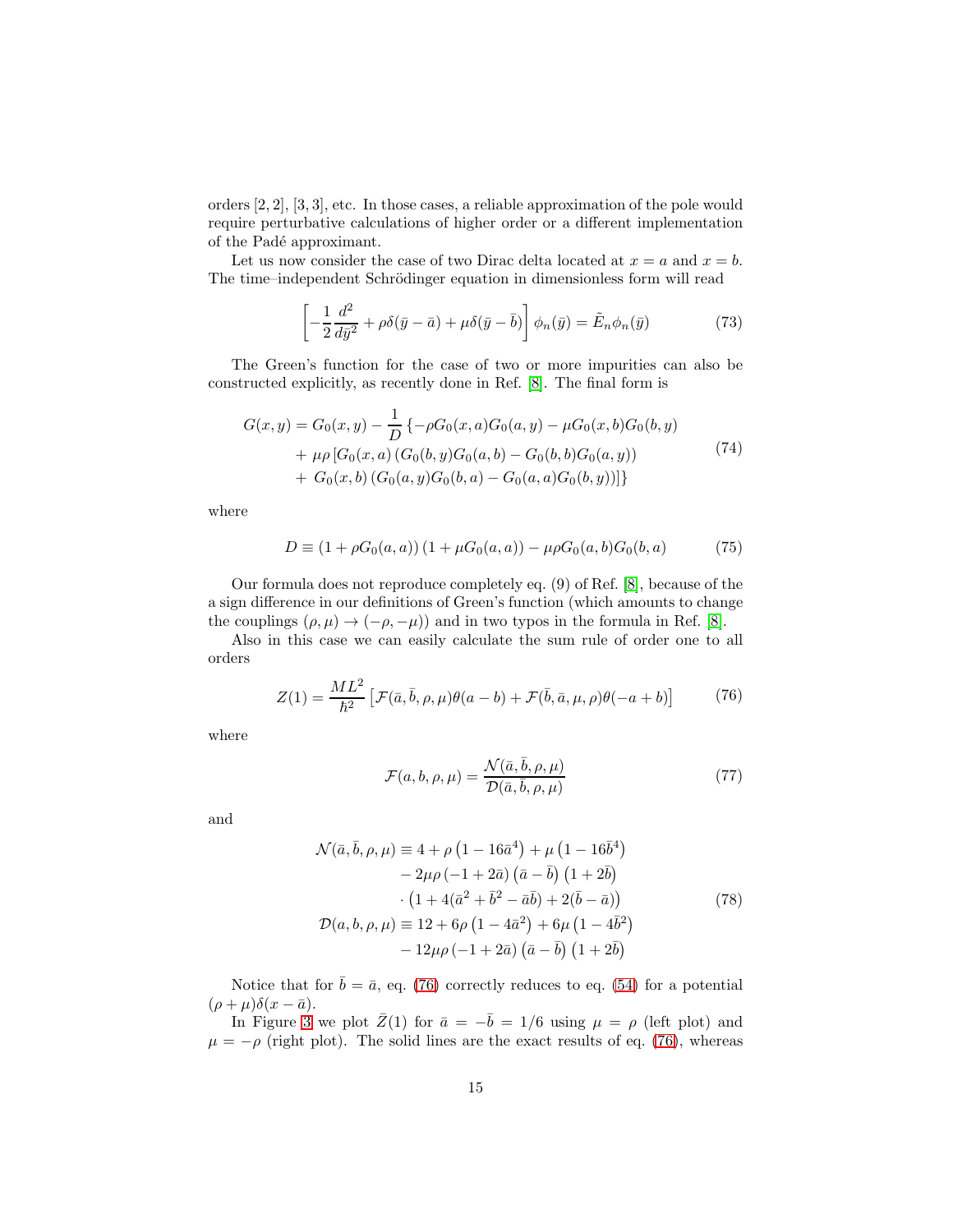orders $[2,2]$, $[3,3]$, etc. In those cases, a reliable approximation of the pole would require perturbative calculations of higher order or a different implementation of the Padé approximant.

Let us now consider the case of two Dirac delta located at $x = a$ and $x = b$. The time–independent Schrödinger equation in dimensionless form will read

$$
\left[ -\frac{1}{2} \frac{d^2}{d\bar{y}^2} + \rho \delta(\bar{y} - \bar{a}) + \mu \delta(\bar{y} - \bar{b}) \right] \phi_n(\bar{y}) = \tilde{E}_n \phi_n(\bar{y}) \tag{73}
$$

The Green's function for the case of two or more impurities can also be constructed explicitly, as recently done in Ref. [8]. The final form is

$$
\begin{aligned}
G(x,y) = G_0(x,y) - \frac{1}{D} \{ & -\rho G_0(x,a) G_0(a,y) - \mu G_0(x,b) G_0(b,y) \\
& + \mu\rho \left[ G_0(x,a) \left( G_0(b,y) G_0(a,b) - G_0(b,b) G_0(a,y) \right) \right. \\
& + \left. G_0(x,b) \left( G_0(a,y) G_0(b,a) - G_0(a,a) G_0(b,y) \right) \right] \}
\end{aligned} \tag{74}
$$

where

$$
D \equiv \left(1 + \rho G_0(a,a)\right) \left(1 + \mu G_0(a,a)\right) - \mu\rho G_0(a,b) G_0(b,a) \tag{75}
$$

Our formula does not reproduce completely eq. (9) of Ref. [8], because of the a sign difference in our definitions of Green's function (which amounts to change the couplings $(\rho, \mu) \to (-\rho, -\mu)$) and in two typos in the formula in Ref. [8].

Also in this case we can easily calculate the sum rule of order one to all orders

$$
Z(1) = \frac{ML^2}{\hbar^2} \left[ \mathcal{F}(\bar{a}, \bar{b}, \rho, \mu) \theta(a-b) + \mathcal{F}(\bar{b}, \bar{a}, \mu, \rho) \theta(-a+b) \right] \tag{76}
$$

where

$$
\mathcal{F}(a,b,\rho,\mu) = \frac{\mathcal{N}(\bar{a}, \bar{b}, \rho, \mu)}{\mathcal{D}(\bar{a}, \bar{b}, \rho, \mu)} \tag{77}
$$

and

$$
\begin{aligned}
\mathcal{N}(\bar{a}, \bar{b}, \rho, \mu) \equiv\ & 4 + \rho \left(1 - 16\bar{a}^4\right) + \mu \left(1 - 16\bar{b}^4\right) \\
& - 2\mu\rho \left(-1 + 2\bar{a}\right) \left(\bar{a} - \bar{b}\right) \left(1 + 2\bar{b}\right) \\
& \cdot \left(1 + 4(\bar{a}^2 + \bar{b}^2 - \bar{a}\bar{b}) + 2(\bar{b} - \bar{a})\right) \\
\mathcal{D}(a,b,\rho,\mu) \equiv\ & 12 + 6\rho \left(1 - 4\bar{a}^2\right) + 6\mu \left(1 - 4\bar{b}^2\right) \\
& - 12\mu\rho \left(-1 + 2\bar{a}\right) \left(\bar{a} - \bar{b}\right) \left(1 + 2\bar{b}\right)
\end{aligned} \tag{78}
$$

Notice that for $\bar{b} = \bar{a}$, eq. (76) correctly reduces to eq. (54) for a potential $(\rho + \mu)\delta(x - \bar{a})$.

In Figure 3 we plot $\bar{Z}(1)$ for $\bar{a} = -\bar{b} = 1/6$ using $\mu = \rho$ (left plot) and $\mu = -\rho$ (right plot). The solid lines are the exact results of eq. (76), whereas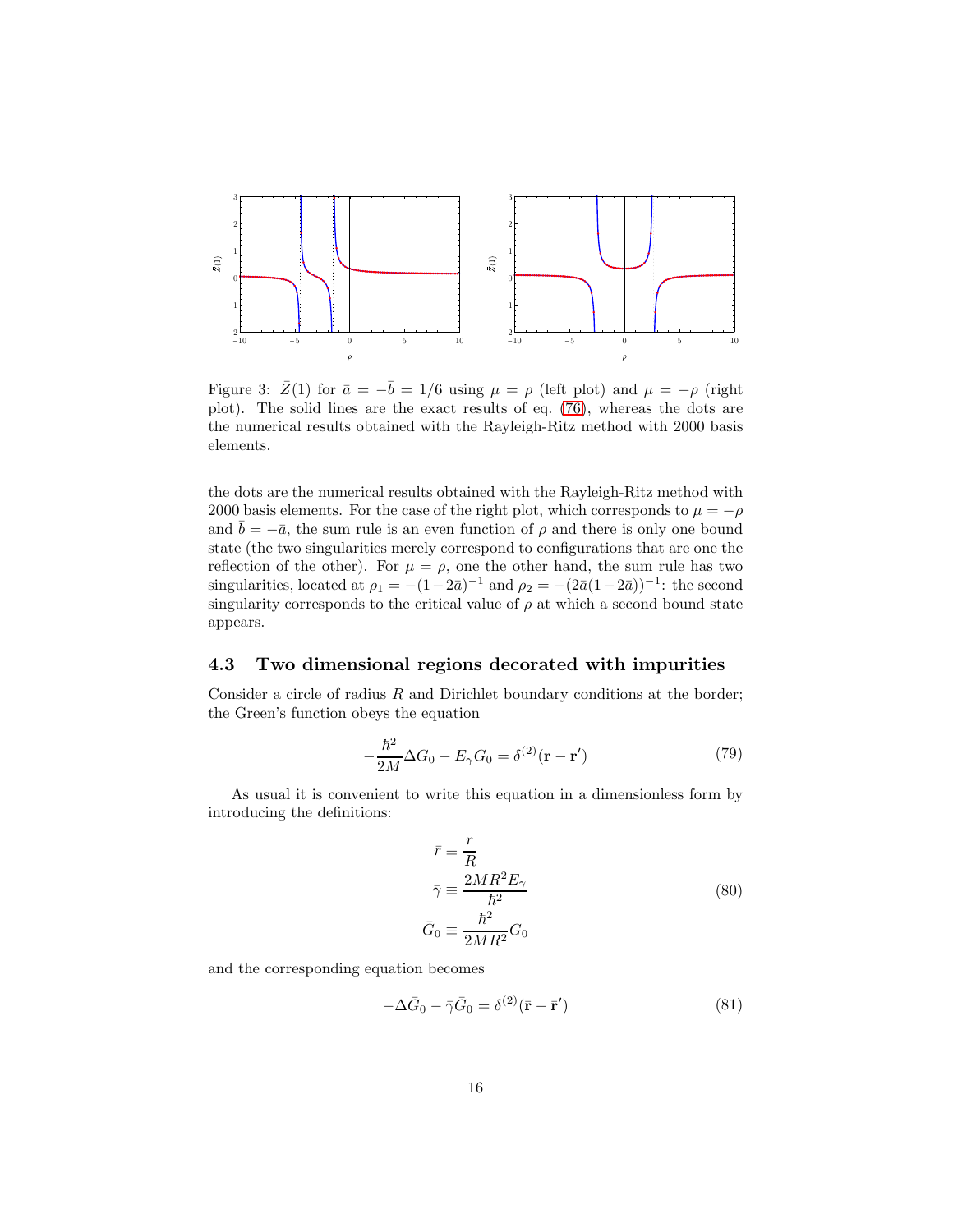Figure 3: $\bar{Z}(1)$ for $\bar{a} = -\bar{b} = 1/6$ using $\mu = \rho$ (left plot) and $\mu = -\rho$ (right plot). The solid lines are the exact results of eq. (76), whereas the dots are the numerical results obtained with the Rayleigh-Ritz method with 2000 basis elements.

the dots are the numerical results obtained with the Rayleigh-Ritz method with 2000 basis elements. For the case of the right plot, which corresponds to $\mu = -\rho$ and $\bar{b} = -\bar{a}$, the sum rule is an even function of $\rho$ and there is only one bound state (the two singularities merely correspond to configurations that are one the reflection of the other). For $\mu = \rho$, one the other hand, the sum rule has two singularities, located at $\rho_1 = -(1-2\bar{a})^{-1}$ and $\rho_2 = -(2\bar{a}(1-2\bar{a}))^{-1}$: the second singularity corresponds to the critical value of $\rho$ at which a second bound state appears.

### 4.3 Two dimensional regions decorated with impurities

Consider a circle of radius $R$ and Dirichlet boundary conditions at the border; the Green's function obeys the equation

$$-\frac{\hbar^2}{2M}\Delta G_0 - E_\gamma G_0 = \delta^{(2)}(\mathbf{r} - \mathbf{r}') \tag{79}$$

As usual it is convenient to write this equation in a dimensionless form by introducing the definitions:

$$\begin{aligned} \bar{r} &\equiv \frac{r}{R} \\ \bar{\gamma} &\equiv \frac{2MR^2 E_\gamma}{\hbar^2} \\ \bar{G}_0 &\equiv \frac{\hbar^2}{2MR^2} G_0 \end{aligned} \tag{80}$$

and the corresponding equation becomes

$$-\Delta\bar{G}_0 - \bar{\gamma}\bar{G}_0 = \delta^{(2)}(\bar{\mathbf{r}} - \bar{\mathbf{r}}') \tag{81}$$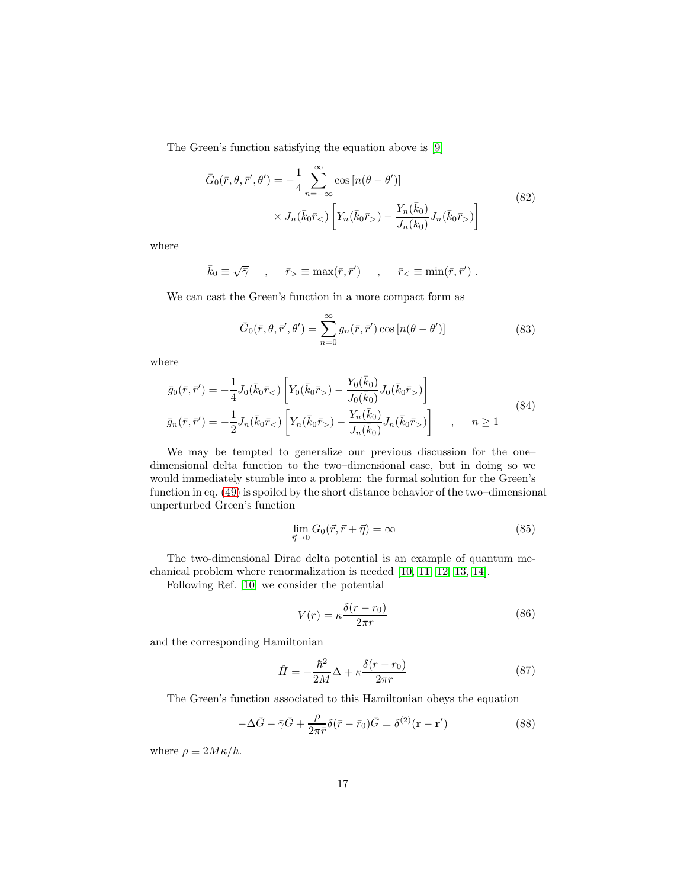The Green's function satisfying the equation above is [9]

$$
\begin{aligned}
\bar{G}_0(\bar{r},\theta,\bar{r}',\theta') = -\frac{1}{4}\sum_{n=-\infty}^{\infty} \cos\left[n(\theta-\theta')\right] \\
\times J_n(\bar{k}_0 \bar{r}_<) \left[ Y_n(\bar{k}_0\bar{r}_>) - \frac{Y_n(\bar{k}_0)}{J_n(\bar{k}_0)} J_n(\bar{k}_0 \bar{r}_>)\right]
\end{aligned}
\tag{82}
$$

where

$$
\bar{k}_0 \equiv \sqrt{\bar{\gamma}} \quad , \quad \bar{r}_> \equiv \max(\bar{r},\bar{r}') \quad , \quad \bar{r}_< \equiv \min(\bar{r},\bar{r}') \ .
$$

We can cast the Green's function in a more compact form as

$$
\bar{G}_0(\bar{r},\theta,\bar{r}',\theta') = \sum_{n=0}^{\infty} g_n(\bar{r},\bar{r}') \cos\left[n(\theta-\theta')\right] \tag{83}
$$

where

$$
\begin{aligned}
\bar{g}_0(\bar{r},\bar{r}') &= -\frac{1}{4} J_0(\bar{k}_0 \bar{r}_<) \left[ Y_0(\bar{k}_0\bar{r}_>) - \frac{Y_0(\bar{k}_0)}{J_0(\bar{k}_0)} J_0(\bar{k}_0 \bar{r}_>)\right] \\
\bar{g}_n(\bar{r},\bar{r}') &= -\frac{1}{2} J_n(\bar{k}_0 \bar{r}_<) \left[ Y_n(\bar{k}_0\bar{r}_>) - \frac{Y_n(\bar{k}_0)}{J_n(\bar{k}_0)} J_n(\bar{k}_0 \bar{r}_>)\right] \quad , \quad n \geq 1
\end{aligned}
\tag{84}
$$

We may be tempted to generalize our previous discussion for the one–dimensional delta function to the two–dimensional case, but in doing so we would immediately stumble into a problem: the formal solution for the Green's function in eq. (49) is spoiled by the short distance behavior of the two–dimensional unperturbed Green's function

$$
\lim_{\vec{\eta}\to 0} G_0(\vec{r},\vec{r}+\vec{\eta}) = \infty \tag{85}
$$

The two-dimensional Dirac delta potential is an example of quantum mechanical problem where renormalization is needed [10, 11, 12, 13, 14].

Following Ref. [10] we consider the potential

$$
V(r) = \kappa \frac{\delta(r-r_0)}{2\pi r} \tag{86}
$$

and the corresponding Hamiltonian

$$
\hat{H} = -\frac{\hbar^2}{2M}\Delta + \kappa \frac{\delta(r-r_0)}{2\pi r} \tag{87}
$$

The Green's function associated to this Hamiltonian obeys the equation

$$
-\Delta \bar{G} - \bar{\gamma}\bar{G} + \frac{\rho}{2\pi \bar{r}} \delta(\bar{r}-\bar{r}_0)\bar{G} = \delta^{(2)}(\mathbf{r}-\mathbf{r}') \tag{88}
$$

where $\rho \equiv 2M\kappa/\hbar$.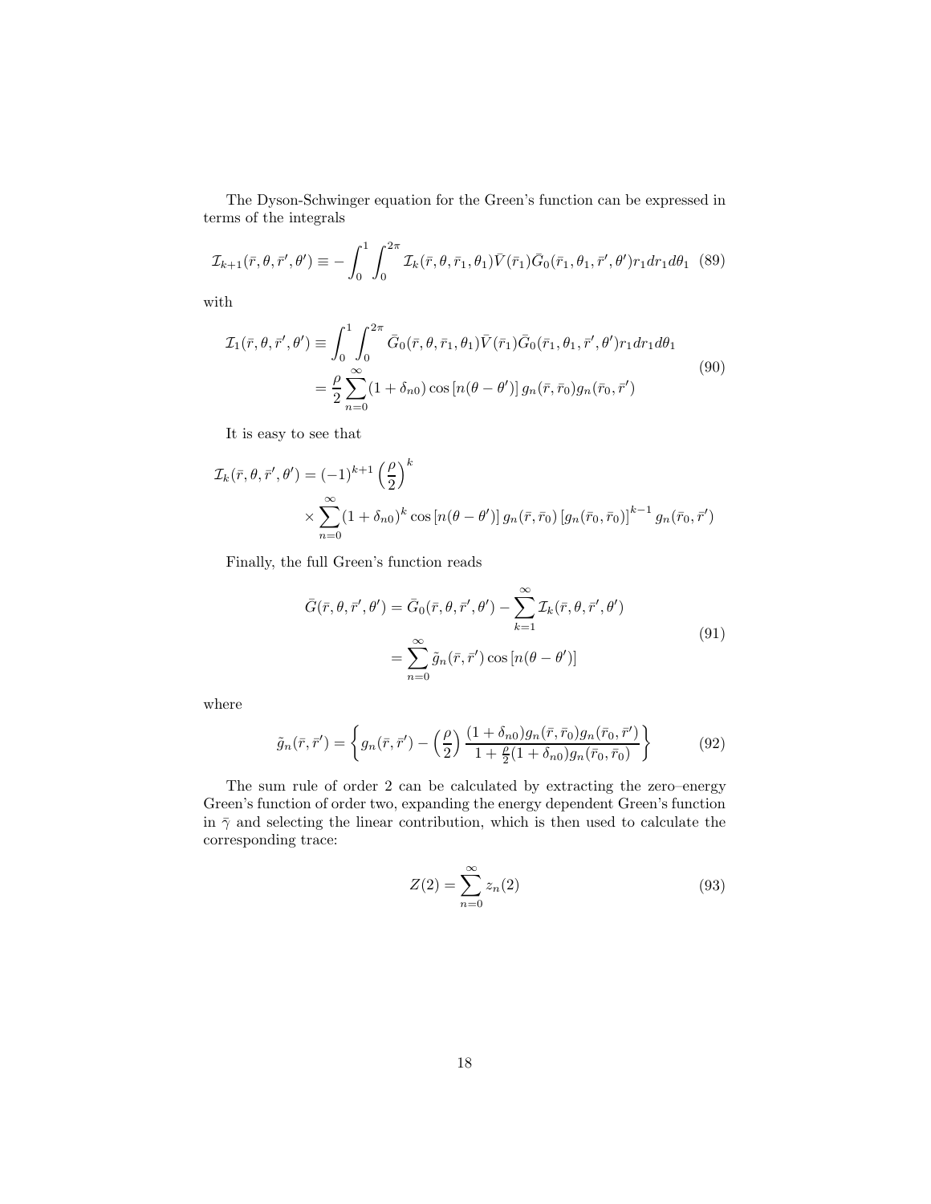The Dyson-Schwinger equation for the Green's function can be expressed in terms of the integrals

$$
\mathcal{I}_{k+1}(\bar{r},\theta,\bar{r}',\theta') \equiv - \int_0^1 \int_0^{2\pi} \mathcal{I}_k(\bar{r},\theta,\bar{r}_1,\theta_1) \bar{V}(\bar{r}_1) \bar{G}_0(\bar{r}_1,\theta_1,\bar{r}',\theta') r_1 dr_1 d\theta_1 \tag{89}
$$

with

$$
\begin{aligned}
\mathcal{I}_1(\bar{r},\theta,\bar{r}',\theta') &\equiv \int_0^1 \int_0^{2\pi} \bar{G}_0(\bar{r},\theta,\bar{r}_1,\theta_1) \bar{V}(\bar{r}_1) \bar{G}_0(\bar{r}_1,\theta_1,\bar{r}',\theta') r_1 dr_1 d\theta_1 \\
&= \frac{\rho}{2} \sum_{n=0}^{\infty} (1+\delta_{n0}) \cos\left[n(\theta-\theta')\right] g_n(\bar{r},\bar{r}_0) g_n(\bar{r}_0,\bar{r}')
\end{aligned} \tag{90}
$$

It is easy to see that

$$
\begin{aligned}
\mathcal{I}_k(\bar{r},\theta,\bar{r}',\theta') &= (-1)^{k+1} \left(\frac{\rho}{2}\right)^k \\
&\times \sum_{n=0}^{\infty} (1+\delta_{n0})^k \cos\left[n(\theta-\theta')\right] g_n(\bar{r},\bar{r}_0) \left[g_n(\bar{r}_0,\bar{r}_0)\right]^{k-1} g_n(\bar{r}_0,\bar{r}')
\end{aligned}
$$

Finally, the full Green's function reads

$$
\begin{aligned}
\bar{G}(\bar{r},\theta,\bar{r}',\theta') &= \bar{G}_0(\bar{r},\theta,\bar{r}',\theta') - \sum_{k=1}^{\infty} \mathcal{I}_k(\bar{r},\theta,\bar{r}',\theta') \\
&= \sum_{n=0}^{\infty} \tilde{g}_n(\bar{r},\bar{r}') \cos\left[n(\theta-\theta')\right]
\end{aligned} \tag{91}
$$

where

$$
\tilde{g}_n(\bar{r},\bar{r}') = \left\{ g_n(\bar{r},\bar{r}') - \left(\frac{\rho}{2}\right) \frac{(1+\delta_{n0}) g_n(\bar{r},\bar{r}_0) g_n(\bar{r}_0,\bar{r}')}{1+\frac{\rho}{2}(1+\delta_{n0}) g_n(\bar{r}_0,\bar{r}_0)} \right\} \tag{92}
$$

The sum rule of order 2 can be calculated by extracting the zero–energy Green's function of order two, expanding the energy dependent Green's function in $\bar{\gamma}$ and selecting the linear contribution, which is then used to calculate the corresponding trace:

$$
Z(2) = \sum_{n=0}^{\infty} z_n(2) \tag{93}
$$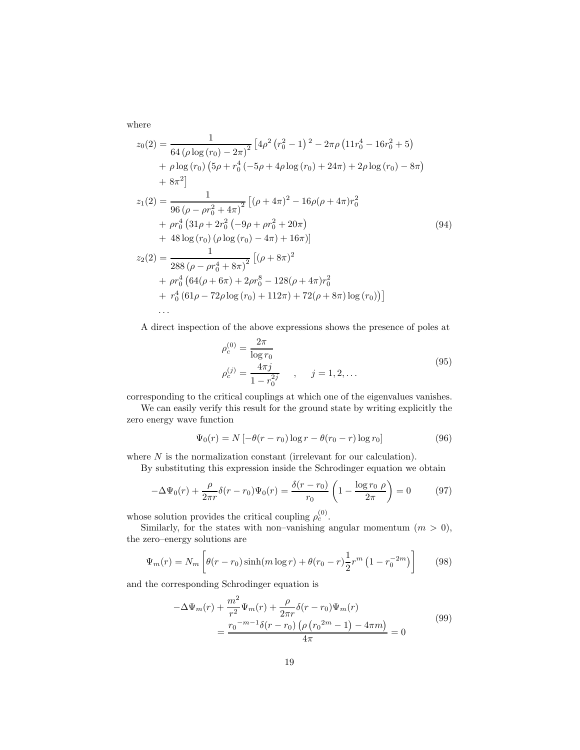where

$$
\begin{aligned}
z_0(2) &= \frac{1}{64\left(\rho\log\left(r_0\right) - 2\pi\right)^2}\left[4\rho^2\left(r_0^2-1\right)^2 - 2\pi\rho\left(11r_0^4 - 16r_0^2 + 5\right)\right. \\
&+ \rho\log\left(r_0\right)\left(5\rho + r_0^4\left(-5\rho + 4\rho\log\left(r_0\right) + 24\pi\right) + 2\rho\log\left(r_0\right) - 8\pi\right) \\
&\left.+ 8\pi^2\right] \\
z_1(2) &= \frac{1}{96\left(\rho - \rho r_0^2 + 4\pi\right)^2}\left[(\rho+4\pi)^2 - 16\rho(\rho+4\pi)r_0^2\right. \\
&+ \rho r_0^4\left(31\rho + 2r_0^2\left(-9\rho + \rho r_0^2 + 20\pi\right)\right. \\
&\left.\left.+ 48\log\left(r_0\right)\left(\rho\log\left(r_0\right) - 4\pi\right) + 16\pi\right)\right] \\
z_2(2) &= \frac{1}{288\left(\rho - \rho r_0^4 + 8\pi\right)^2}\left[(\rho+8\pi)^2\right. \\
&+ \rho r_0^4\left(64(\rho+6\pi) + 2\rho r_0^8 - 128(\rho+4\pi)r_0^2\right. \\
&\left.\left.+ r_0^4\left(61\rho - 72\rho\log\left(r_0\right) + 112\pi\right) + 72(\rho+8\pi)\log\left(r_0\right)\right)\right] \\
&\dots
\end{aligned}
\tag{94}
$$

A direct inspection of the above expressions shows the presence of poles at

$$
\begin{aligned}
\rho_c^{(0)} &= \frac{2\pi}{\log r_0} \\
\rho_c^{(j)} &= \frac{4\pi j}{1 - r_0^{2j}} \quad , \quad j = 1, 2, \dots
\end{aligned}
\tag{95}
$$

corresponding to the critical couplings at which one of the eigenvalues vanishes.

We can easily verify this result for the ground state by writing explicitly the zero energy wave function

$$
\Psi_0(r) = N\left[-\theta(r - r_0)\log r - \theta(r_0 - r)\log r_0\right] \tag{96}
$$

where $N$ is the normalization constant (irrelevant for our calculation).

By substituting this expression inside the Schrodinger equation we obtain

$$
-\Delta\Psi_0(r) + \frac{\rho}{2\pi r}\delta(r - r_0)\Psi_0(r) = \frac{\delta(r - r_0)}{r_0}\left(1 - \frac{\log r_0\ \rho}{2\pi}\right) = 0 \tag{97}
$$

whose solution provides the critical coupling $\rho_c^{(0)}$.

Similarly, for the states with non–vanishing angular momentum ($m > 0$), the zero–energy solutions are

$$
\Psi_m(r) = N_m\left[\theta(r - r_0)\sinh(m\log r) + \theta(r_0 - r)\frac{1}{2}r^m\left(1 - r_0^{-2m}\right)\right] \tag{98}
$$

and the corresponding Schrodinger equation is

$$
\begin{aligned}
-\Delta\Psi_m(r) &+ \frac{m^2}{r^2}\Psi_m(r) + \frac{\rho}{2\pi r}\delta(r - r_0)\Psi_m(r) \\
&= \frac{{r_0}^{-m-1}\delta(r - r_0)\left(\rho\left({r_0}^{2m} - 1\right) - 4\pi m\right)}{4\pi} = 0
\end{aligned}
\tag{99}
$$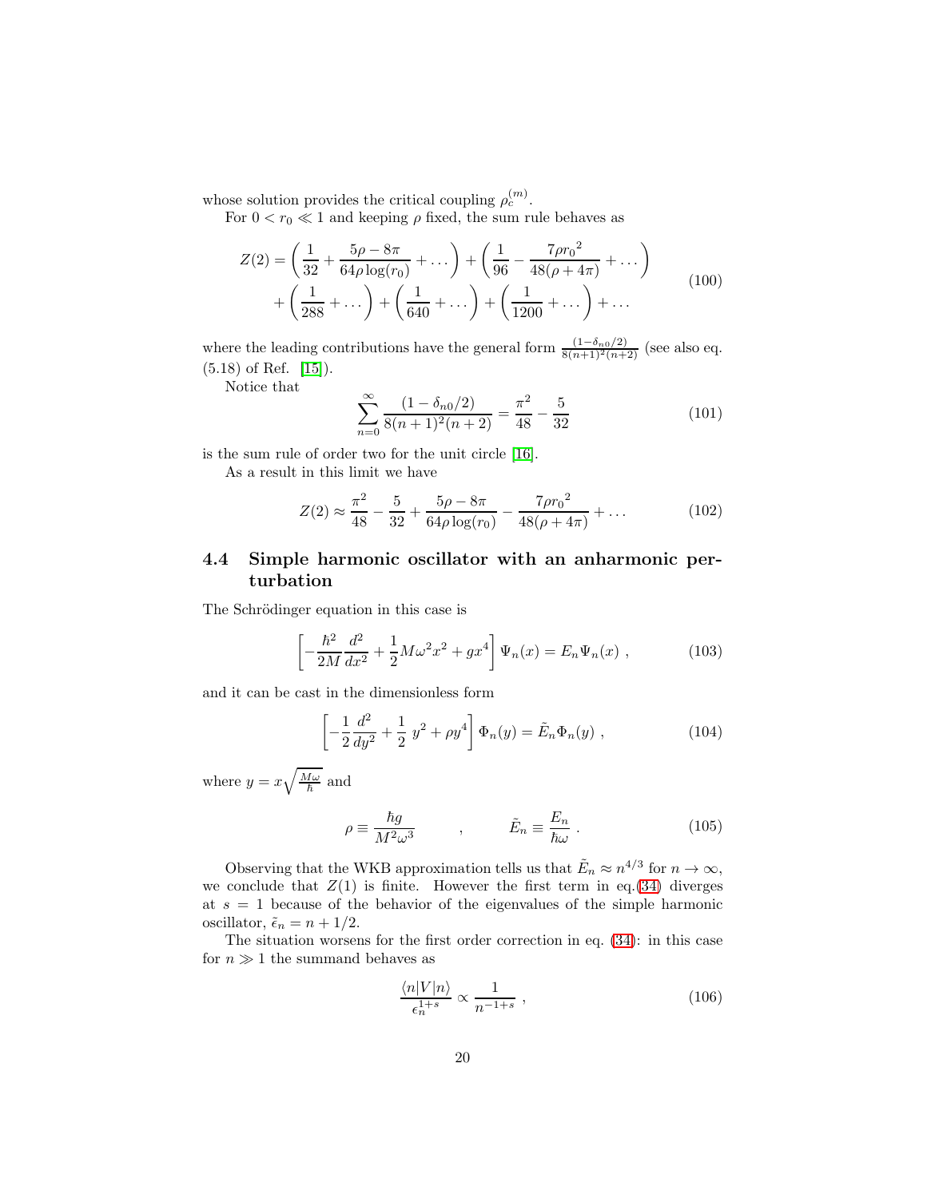whose solution provides the critical coupling $\rho_c^{(m)}$.

For $0 < r_0 \ll 1$ and keeping $\rho$ fixed, the sum rule behaves as

$$
\begin{aligned}
Z(2) = & \left(\frac{1}{32} + \frac{5\rho - 8\pi}{64\rho\log(r_0)} + \dots\right) + \left(\frac{1}{96} - \frac{7\rho {r_0}^2}{48(\rho + 4\pi)} + \dots\right) \\
& + \left(\frac{1}{288} + \dots\right) + \left(\frac{1}{640} + \dots\right) + \left(\frac{1}{1200} + \dots\right) + \dots
\end{aligned}
\tag{100}
$$

where the leading contributions have the general form $\frac{(1-\delta_{n0}/2)}{8(n+1)^2(n+2)}$ (see also eq. (5.18) of Ref. [15]).

Notice that

$$
\sum_{n=0}^{\infty} \frac{(1-\delta_{n0}/2)}{8(n+1)^2(n+2)} = \frac{\pi^2}{48} - \frac{5}{32}
\tag{101}
$$

is the sum rule of order two for the unit circle [16].

As a result in this limit we have

$$
Z(2) \approx \frac{\pi^2}{48} - \frac{5}{32} + \frac{5\rho - 8\pi}{64\rho\log(r_0)} - \frac{7\rho {r_0}^2}{48(\rho + 4\pi)} + \dots
\tag{102}
$$

### 4.4 Simple harmonic oscillator with an anharmonic perturbation

The Schrödinger equation in this case is

$$
\left[-\frac{\hbar^2}{2M}\frac{d^2}{dx^2} + \frac{1}{2}M\omega^2 x^2 + g x^4\right]\Psi_n(x) = E_n \Psi_n(x) \ ,
\tag{103}
$$

and it can be cast in the dimensionless form

$$
\left[-\frac{1}{2}\frac{d^2}{dy^2} + \frac{1}{2}\ y^2 + \rho y^4\right]\Phi_n(y) = \tilde{E}_n \Phi_n(y) \ ,
\tag{104}
$$

where $y = x\sqrt{\frac{M\omega}{\hbar}}$ and

$$
\rho \equiv \frac{\hbar g}{M^2\omega^3} \qquad , \qquad \tilde{E}_n \equiv \frac{E_n}{\hbar\omega} \ .
\tag{105}
$$

Observing that the WKB approximation tells us that $\tilde{E}_n \approx n^{4/3}$ for $n \to \infty$, we conclude that $Z(1)$ is finite. However the first term in eq.(34) diverges at $s = 1$ because of the behavior of the eigenvalues of the simple harmonic oscillator, $\tilde{\epsilon}_n = n + 1/2$.

The situation worsens for the first order correction in eq. (34): in this case for $n \gg 1$ the summand behaves as

$$
\frac{\langle n|V|n\rangle}{\epsilon_n^{1+s}} \propto \frac{1}{n^{-1+s}} \ ,
\tag{106}
$$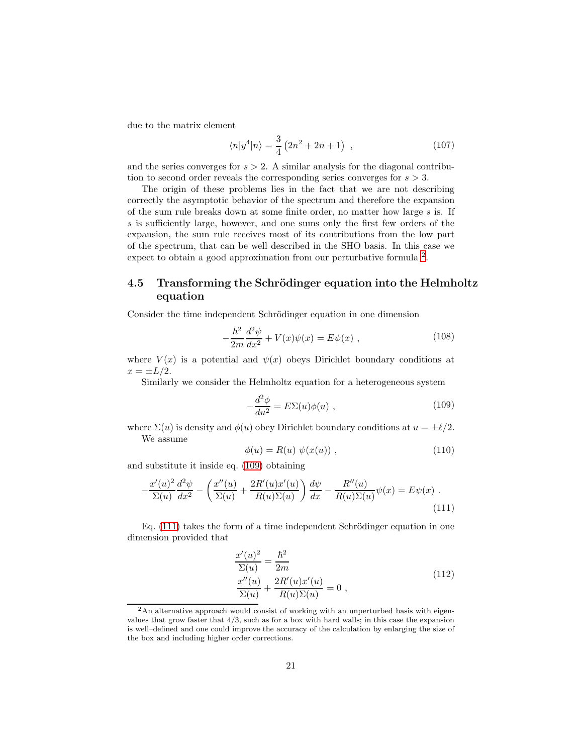due to the matrix element

$$\langle n|y^4|n\rangle = \frac{3}{4}\left(2n^2 + 2n + 1\right) \ , \tag{107}$$

and the series converges for $s > 2$. A similar analysis for the diagonal contribution to second order reveals the corresponding series converges for $s > 3$.

The origin of these problems lies in the fact that we are not describing correctly the asymptotic behavior of the spectrum and therefore the expansion of the sum rule breaks down at some finite order, no matter how large $s$ is. If $s$ is sufficiently large, however, and one sums only the first few orders of the expansion, the sum rule receives most of its contributions from the low part of the spectrum, that can be well described in the SHO basis. In this case we expect to obtain a good approximation from our perturbative formula [2].

## 4.5 Transforming the Schrödinger equation into the Helmholtz equation

Consider the time independent Schrödinger equation in one dimension

$$-\frac{\hbar^2}{2m}\frac{d^2\psi}{dx^2} + V(x)\psi(x) = E\psi(x) \ , \tag{108}$$

where $V(x)$ is a potential and $\psi(x)$ obeys Dirichlet boundary conditions at $x = \pm L/2$.

Similarly we consider the Helmholtz equation for a heterogeneous system

$$-\frac{d^2\phi}{du^2} = E\Sigma(u)\phi(u) \ , \tag{109}$$

where $\Sigma(u)$ is density and $\phi(u)$ obey Dirichlet boundary conditions at $u = \pm\ell/2$.

We assume

$$\phi(u) = R(u)\ \psi(x(u)) \ , \tag{110}$$

and substitute it inside eq. (109) obtaining

$$-\frac{x'(u)^2}{\Sigma(u)}\frac{d^2\psi}{dx^2} - \left(\frac{x''(u)}{\Sigma(u)} + \frac{2R'(u)x'(u)}{R(u)\Sigma(u)}\right)\frac{d\psi}{dx} - \frac{R''(u)}{R(u)\Sigma(u)}\psi(x) = E\psi(x) \ . \tag{111}$$

Eq. (111) takes the form of a time independent Schrödinger equation in one dimension provided that

$$\begin{aligned} \frac{x'(u)^2}{\Sigma(u)} &= \frac{\hbar^2}{2m} \\ \frac{x''(u)}{\Sigma(u)} + \frac{2R'(u)x'(u)}{R(u)\Sigma(u)} &= 0 \ , \end{aligned} \tag{112}$$

[2] An alternative approach would consist of working with an unperturbed basis with eigenvalues that grow faster that 4/3, such as for a box with hard walls; in this case the expansion is well–defined and one could improve the accuracy of the calculation by enlarging the size of the box and including higher order corrections.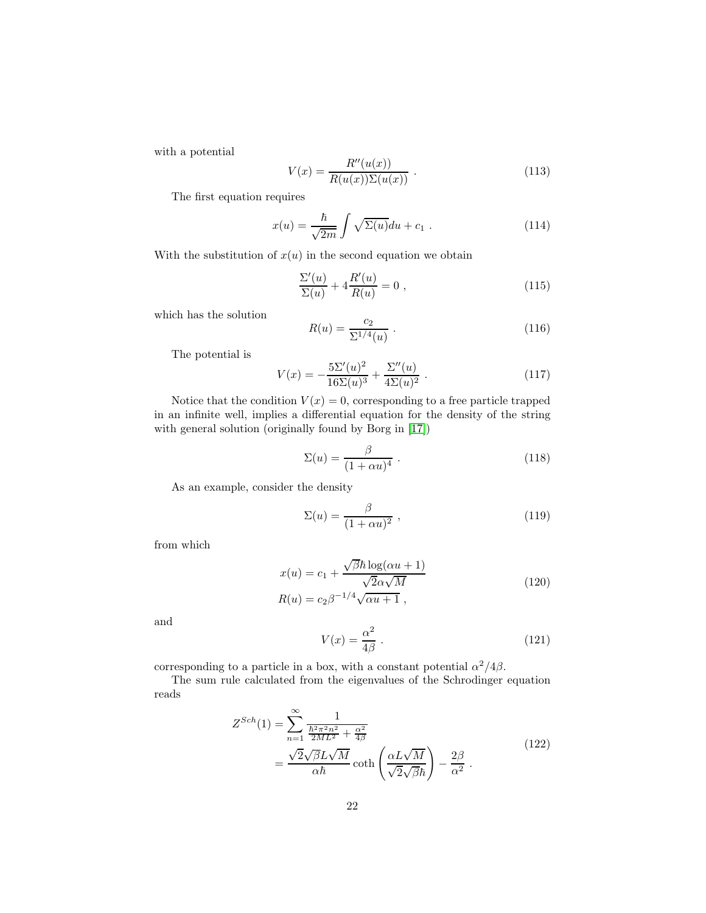with a potential

$$V(x) = \frac{R''(u(x))}{R(u(x))\Sigma(u(x))} \ . \tag{113}$$

The first equation requires

$$x(u) = \frac{\hbar}{\sqrt{2m}} \int \sqrt{\Sigma(u)} du + c_1 \ . \tag{114}$$

With the substitution of $x(u)$ in the second equation we obtain

$$\frac{\Sigma'(u)}{\Sigma(u)} + 4\frac{R'(u)}{R(u)} = 0 \ , \tag{115}$$

which has the solution

$$R(u) = \frac{c_2}{\Sigma^{1/4}(u)} \ . \tag{116}$$

The potential is

$$V(x) = -\frac{5\Sigma'(u)^2}{16\Sigma(u)^3} + \frac{\Sigma''(u)}{4\Sigma(u)^2} \ . \tag{117}$$

Notice that the condition $V(x) = 0$, corresponding to a free particle trapped in an infinite well, implies a differential equation for the density of the string with general solution (originally found by Borg in [17])

$$\Sigma(u) = \frac{\beta}{(1+\alpha u)^4} \ . \tag{118}$$

As an example, consider the density

$$\Sigma(u) = \frac{\beta}{(1+\alpha u)^2} \ , \tag{119}$$

from which

$$\begin{aligned} x(u) &= c_1 + \frac{\sqrt{\beta}\hbar \log(\alpha u + 1)}{\sqrt{2}\alpha\sqrt{M}} \\ R(u) &= c_2 \beta^{-1/4} \sqrt{\alpha u + 1} \ , \end{aligned} \tag{120}$$

and

$$V(x) = \frac{\alpha^2}{4\beta} \ . \tag{121}$$

corresponding to a particle in a box, with a constant potential $\alpha^2/4\beta$.

The sum rule calculated from the eigenvalues of the Schrodinger equation reads

$$\begin{aligned} Z^{Sch}(1) &= \sum_{n=1}^{\infty} \frac{1}{\frac{\hbar^2\pi^2 n^2}{2ML^2} + \frac{\alpha^2}{4\beta}} \\ &= \frac{\sqrt{2}\sqrt{\beta}L\sqrt{M}}{\alpha\hbar} \coth\left(\frac{\alpha L\sqrt{M}}{\sqrt{2}\sqrt{\beta}\hbar}\right) - \frac{2\beta}{\alpha^2} \ . \end{aligned} \tag{122}$$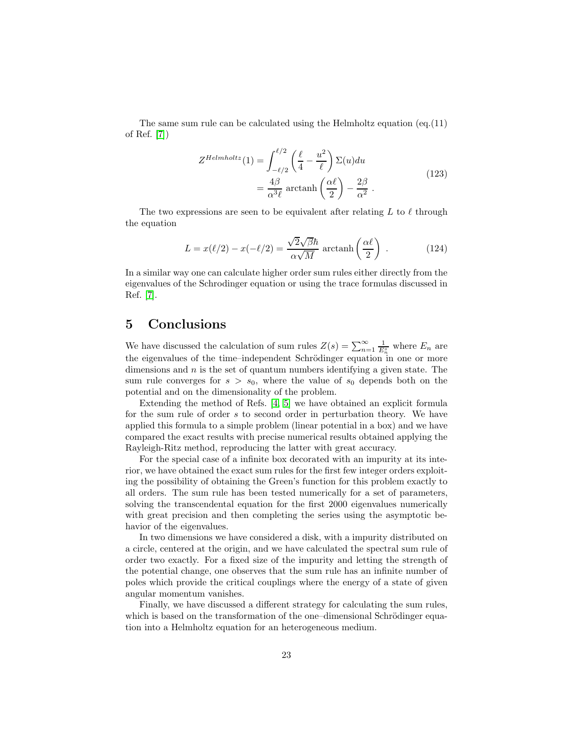The same sum rule can be calculated using the Helmholtz equation (eq.(11) of Ref. [7])

$$
\begin{aligned}
Z^{Helmholtz}(1) &= \int_{-\ell/2}^{\ell/2} \left( \frac{\ell}{4} - \frac{u^2}{\ell} \right) \Sigma(u) du \\
&= \frac{4\beta}{\alpha^3 \ell} \operatorname{arctanh}\left( \frac{\alpha \ell}{2} \right) - \frac{2\beta}{\alpha^2} \ .
\end{aligned}
\tag{123}
$$

The two expressions are seen to be equivalent after relating $L$ to $\ell$ through the equation

$$
L = x(\ell/2) - x(-\ell/2) = \frac{\sqrt{2}\sqrt{\beta}\hbar}{\alpha\sqrt{M}} \operatorname{arctanh}\left( \frac{\alpha \ell}{2} \right) \ . \tag{124}
$$

In a similar way one can calculate higher order sum rules either directly from the eigenvalues of the Schrodinger equation or using the trace formulas discussed in Ref. [7].

## 5 Conclusions

We have discussed the calculation of sum rules $Z(s) = \sum_{n=1}^{\infty} \frac{1}{E_n^s}$ where $E_n$ are the eigenvalues of the time–independent Schrödinger equation in one or more dimensions and $n$ is the set of quantum numbers identifying a given state. The sum rule converges for $s > s_0$, where the value of $s_0$ depends both on the potential and on the dimensionality of the problem.

Extending the method of Refs. [4, 5] we have obtained an explicit formula for the sum rule of order $s$ to second order in perturbation theory. We have applied this formula to a simple problem (linear potential in a box) and we have compared the exact results with precise numerical results obtained applying the Rayleigh-Ritz method, reproducing the latter with great accuracy.

For the special case of a infinite box decorated with an impurity at its interior, we have obtained the exact sum rules for the first few integer orders exploiting the possibility of obtaining the Green's function for this problem exactly to all orders. The sum rule has been tested numerically for a set of parameters, solving the transcendental equation for the first 2000 eigenvalues numerically with great precision and then completing the series using the asymptotic behavior of the eigenvalues.

In two dimensions we have considered a disk, with a impurity distributed on a circle, centered at the origin, and we have calculated the spectral sum rule of order two exactly. For a fixed size of the impurity and letting the strength of the potential change, one observes that the sum rule has an infinite number of poles which provide the critical couplings where the energy of a state of given angular momentum vanishes.

Finally, we have discussed a different strategy for calculating the sum rules, which is based on the transformation of the one–dimensional Schrödinger equation into a Helmholtz equation for an heterogeneous medium.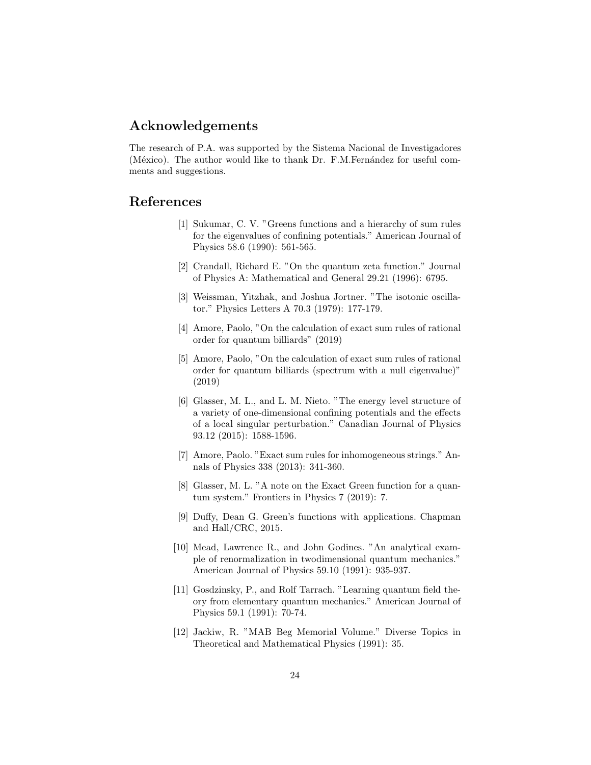## Acknowledgements

The research of P.A. was supported by the Sistema Nacional de Investigadores (México). The author would like to thank Dr. F.M.Fernández for useful comments and suggestions.

## References

[1] Sukumar, C. V. "Greens functions and a hierarchy of sum rules for the eigenvalues of confining potentials." American Journal of Physics 58.6 (1990): 561-565.

[2] Crandall, Richard E. "On the quantum zeta function." Journal of Physics A: Mathematical and General 29.21 (1996): 6795.

[3] Weissman, Yitzhak, and Joshua Jortner. "The isotonic oscillator." Physics Letters A 70.3 (1979): 177-179.

[4] Amore, Paolo, "On the calculation of exact sum rules of rational order for quantum billiards" (2019)

[5] Amore, Paolo, "On the calculation of exact sum rules of rational order for quantum billiards (spectrum with a null eigenvalue)" (2019)

[6] Glasser, M. L., and L. M. Nieto. "The energy level structure of a variety of one-dimensional confining potentials and the effects of a local singular perturbation." Canadian Journal of Physics 93.12 (2015): 1588-1596.

[7] Amore, Paolo. "Exact sum rules for inhomogeneous strings." Annals of Physics 338 (2013): 341-360.

[8] Glasser, M. L. "A note on the Exact Green function for a quantum system." Frontiers in Physics 7 (2019): 7.

[9] Duffy, Dean G. Green's functions with applications. Chapman and Hall/CRC, 2015.

[10] Mead, Lawrence R., and John Godines. "An analytical example of renormalization in twodimensional quantum mechanics." American Journal of Physics 59.10 (1991): 935-937.

[11] Gosdzinsky, P., and Rolf Tarrach. "Learning quantum field theory from elementary quantum mechanics." American Journal of Physics 59.1 (1991): 70-74.

[12] Jackiw, R. "MAB Beg Memorial Volume." Diverse Topics in Theoretical and Mathematical Physics (1991): 35.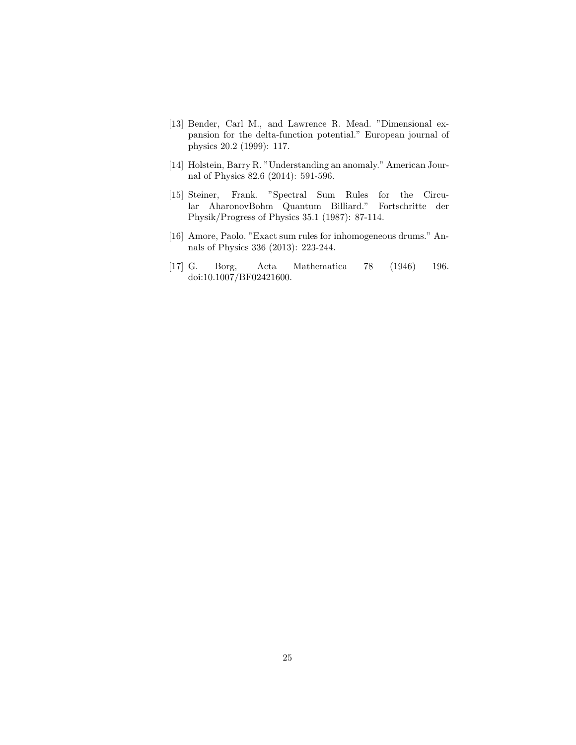[13] Bender, Carl M., and Lawrence R. Mead. "Dimensional expansion for the delta-function potential." European journal of physics 20.2 (1999): 117.

[14] Holstein, Barry R. "Understanding an anomaly." American Journal of Physics 82.6 (2014): 591-596.

[15] Steiner, Frank. "Spectral Sum Rules for the Circular AharonovBohm Quantum Billiard." Fortschritte der Physik/Progress of Physics 35.1 (1987): 87-114.

[16] Amore, Paolo. "Exact sum rules for inhomogeneous drums." Annals of Physics 336 (2013): 223-244.

[17] G. Borg, Acta Mathematica 78 (1946) 196. doi:10.1007/BF02421600.